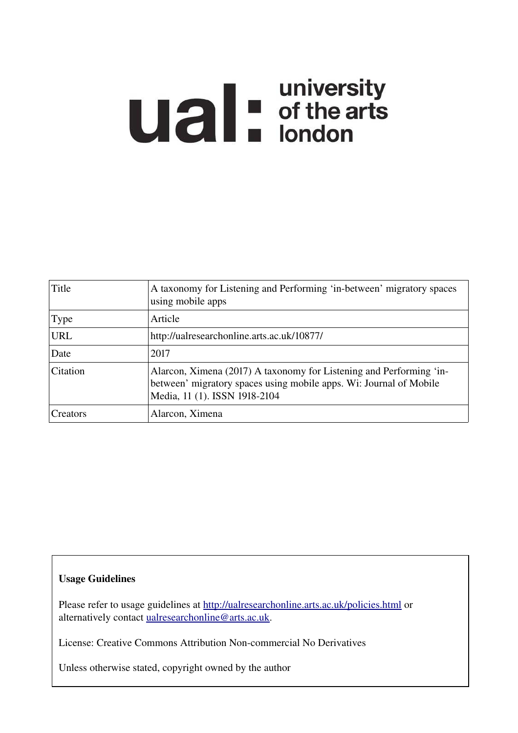ual: university of the arts london

| Title | A taxonomy for Listening and Performing 'in-between' migratory spaces using mobile apps |
| --- | --- |
| Type | Article |
| URL | http://ualresearchonline.arts.ac.uk/10877/ |
| Date | 2017 |
| Citation | Alarcon, Ximena (2017) A taxonomy for Listening and Performing 'in-between' migratory spaces using mobile apps. Wi: Journal of Mobile Media, 11 (1). ISSN 1918-2104 |
| Creators | Alarcon, Ximena |

**Usage Guidelines**

Please refer to usage guidelines at http://ualresearchonline.arts.ac.uk/policies.html or alternatively contact ualresearchonline@arts.ac.uk.

License: Creative Commons Attribution Non-commercial No Derivatives

Unless otherwise stated, copyright owned by the author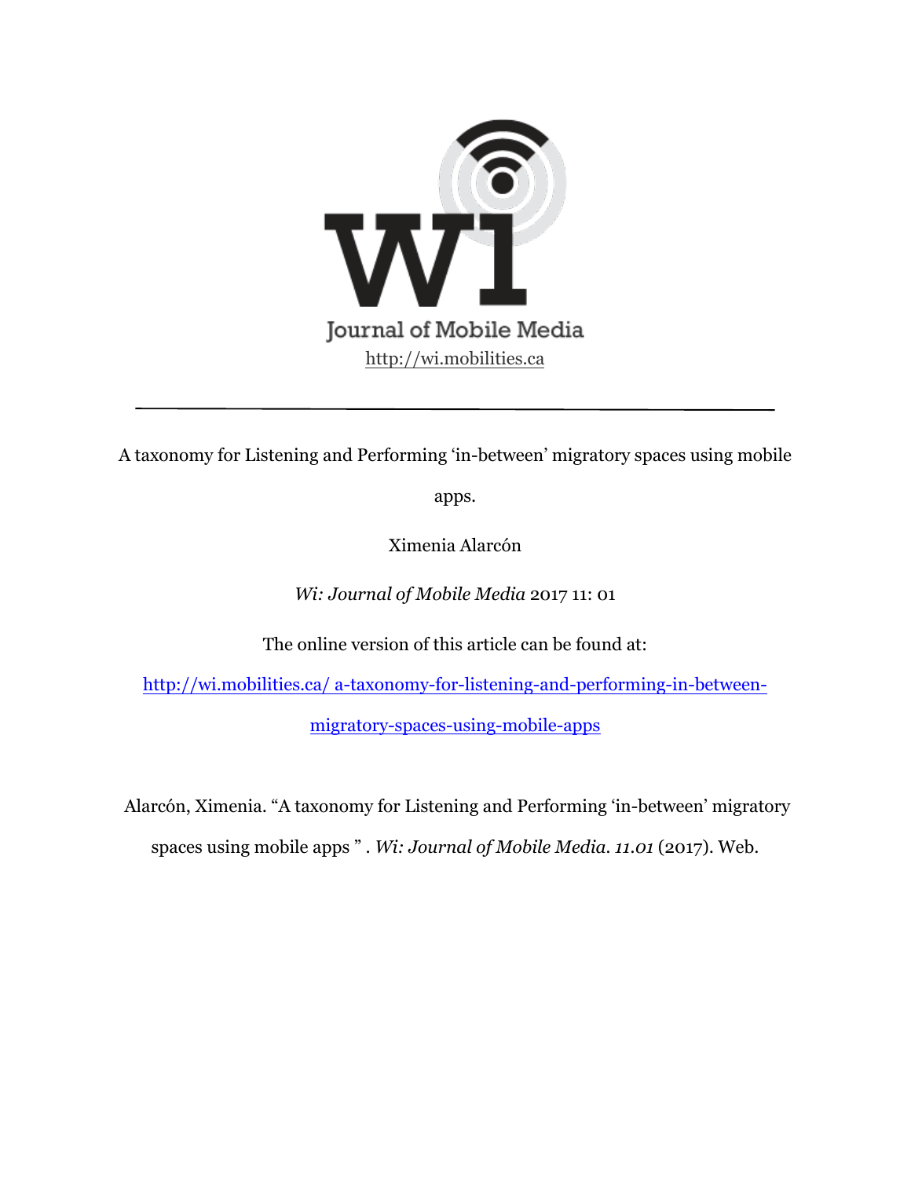Journal of Mobile Media

http://wi.mobilities.ca

---

A taxonomy for Listening and Performing 'in-between' migratory spaces using mobile apps.

Ximenia Alarcón

*Wi: Journal of Mobile Media* 2017 11: 01

The online version of this article can be found at:

http://wi.mobilities.ca/ a-taxonomy-for-listening-and-performing-in-between-migratory-spaces-using-mobile-apps

Alarcón, Ximenia. "A taxonomy for Listening and Performing 'in-between' migratory spaces using mobile apps " . *Wi: Journal of Mobile Media. 11.01* (2017). Web.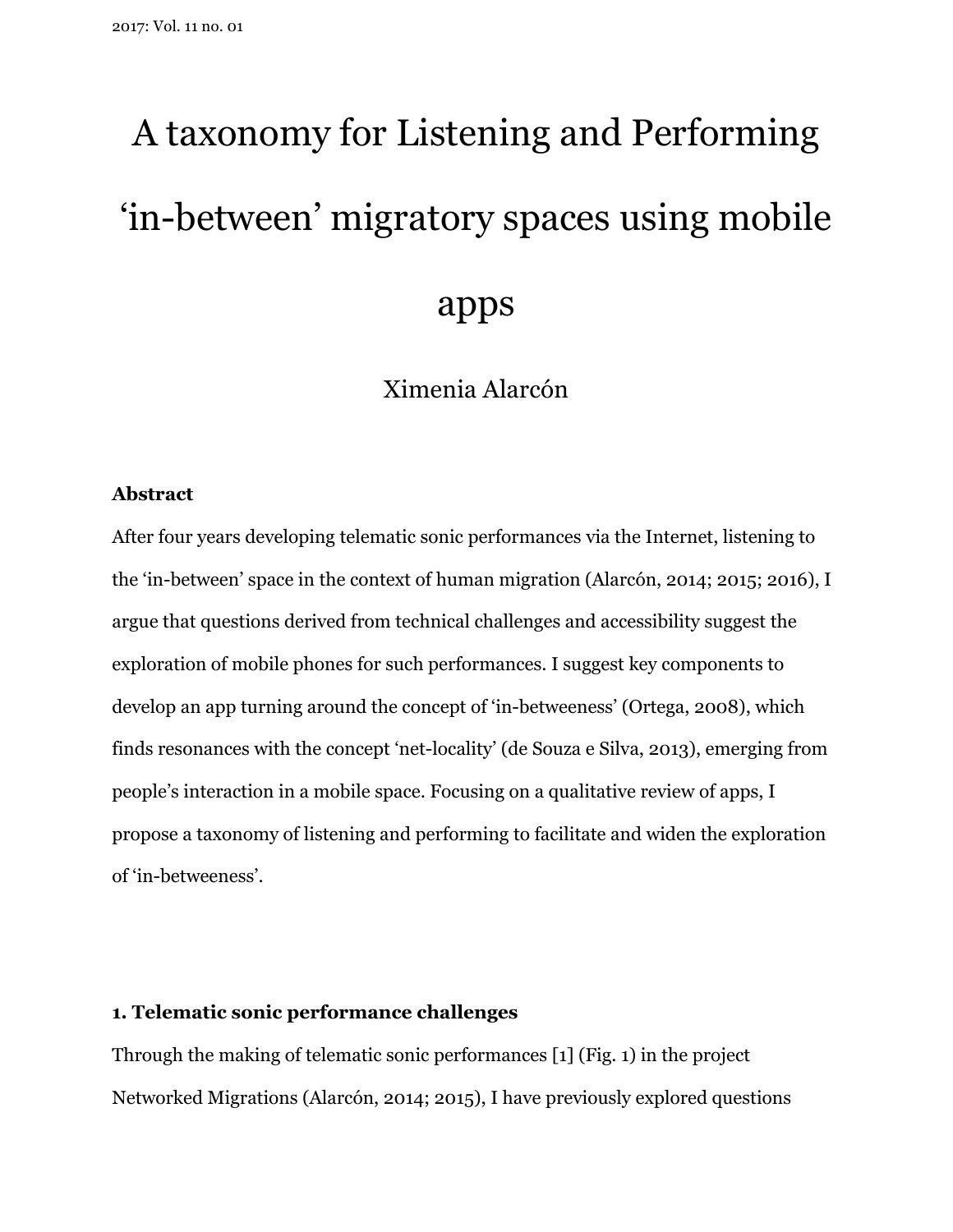# A taxonomy for Listening and Performing 'in-between' migratory spaces using mobile apps

Ximenia Alarcón

**Abstract**

After four years developing telematic sonic performances via the Internet, listening to the 'in-between' space in the context of human migration (Alarcón, 2014; 2015; 2016), I argue that questions derived from technical challenges and accessibility suggest the exploration of mobile phones for such performances. I suggest key components to develop an app turning around the concept of 'in-betweeness' (Ortega, 2008), which finds resonances with the concept 'net-locality' (de Souza e Silva, 2013), emerging from people's interaction in a mobile space. Focusing on a qualitative review of apps, I propose a taxonomy of listening and performing to facilitate and widen the exploration of 'in-betweeness'.

## 1. Telematic sonic performance challenges

Through the making of telematic sonic performances [1] (Fig. 1) in the project Networked Migrations (Alarcón, 2014; 2015), I have previously explored questions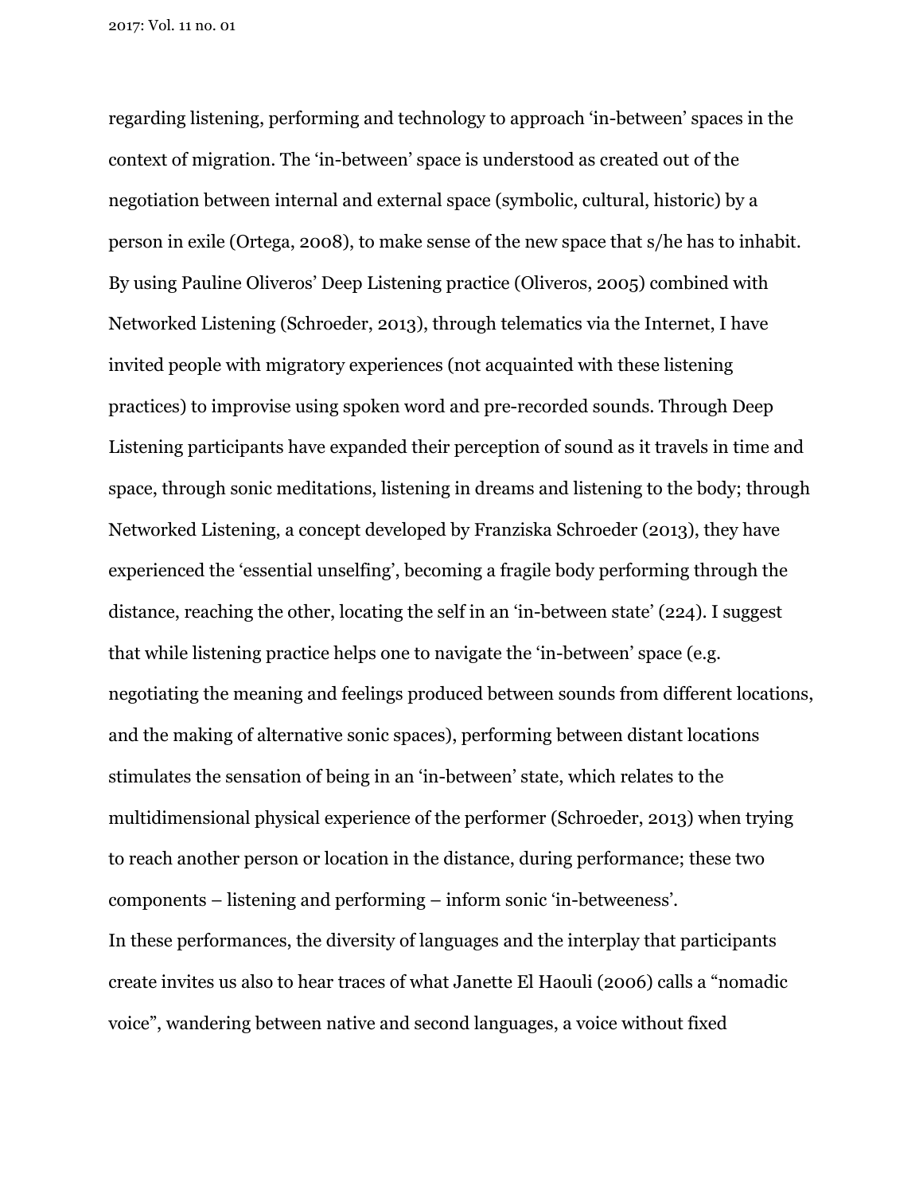regarding listening, performing and technology to approach 'in-between' spaces in the context of migration. The 'in-between' space is understood as created out of the negotiation between internal and external space (symbolic, cultural, historic) by a person in exile (Ortega, 2008), to make sense of the new space that s/he has to inhabit. By using Pauline Oliveros' Deep Listening practice (Oliveros, 2005) combined with Networked Listening (Schroeder, 2013), through telematics via the Internet, I have invited people with migratory experiences (not acquainted with these listening practices) to improvise using spoken word and pre-recorded sounds. Through Deep Listening participants have expanded their perception of sound as it travels in time and space, through sonic meditations, listening in dreams and listening to the body; through Networked Listening, a concept developed by Franziska Schroeder (2013), they have experienced the 'essential unselfing', becoming a fragile body performing through the distance, reaching the other, locating the self in an 'in-between state' (224). I suggest that while listening practice helps one to navigate the 'in-between' space (e.g. negotiating the meaning and feelings produced between sounds from different locations, and the making of alternative sonic spaces), performing between distant locations stimulates the sensation of being in an 'in-between' state, which relates to the multidimensional physical experience of the performer (Schroeder, 2013) when trying to reach another person or location in the distance, during performance; these two components – listening and performing – inform sonic 'in-betweeness'.

In these performances, the diversity of languages and the interplay that participants create invites us also to hear traces of what Janette El Haouli (2006) calls a "nomadic voice", wandering between native and second languages, a voice without fixed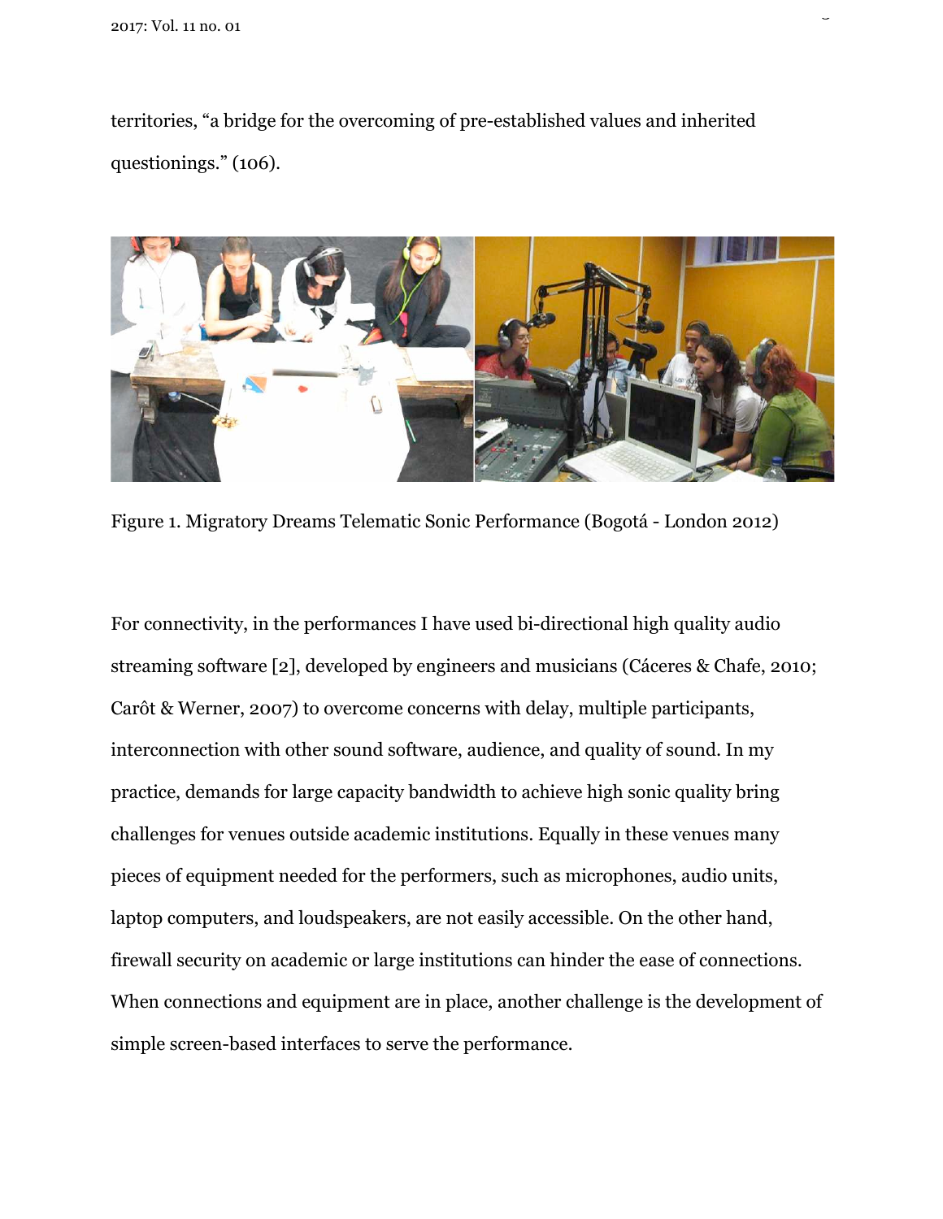territories, “a bridge for the overcoming of pre-established values and inherited questionings.” (106).

Figure 1. Migratory Dreams Telematic Sonic Performance (Bogotá - London 2012)

For connectivity, in the performances I have used bi-directional high quality audio streaming software [2], developed by engineers and musicians (Cáceres & Chafe, 2010; Carôt & Werner, 2007) to overcome concerns with delay, multiple participants, interconnection with other sound software, audience, and quality of sound. In my practice, demands for large capacity bandwidth to achieve high sonic quality bring challenges for venues outside academic institutions. Equally in these venues many pieces of equipment needed for the performers, such as microphones, audio units, laptop computers, and loudspeakers, are not easily accessible. On the other hand, firewall security on academic or large institutions can hinder the ease of connections. When connections and equipment are in place, another challenge is the development of simple screen-based interfaces to serve the performance.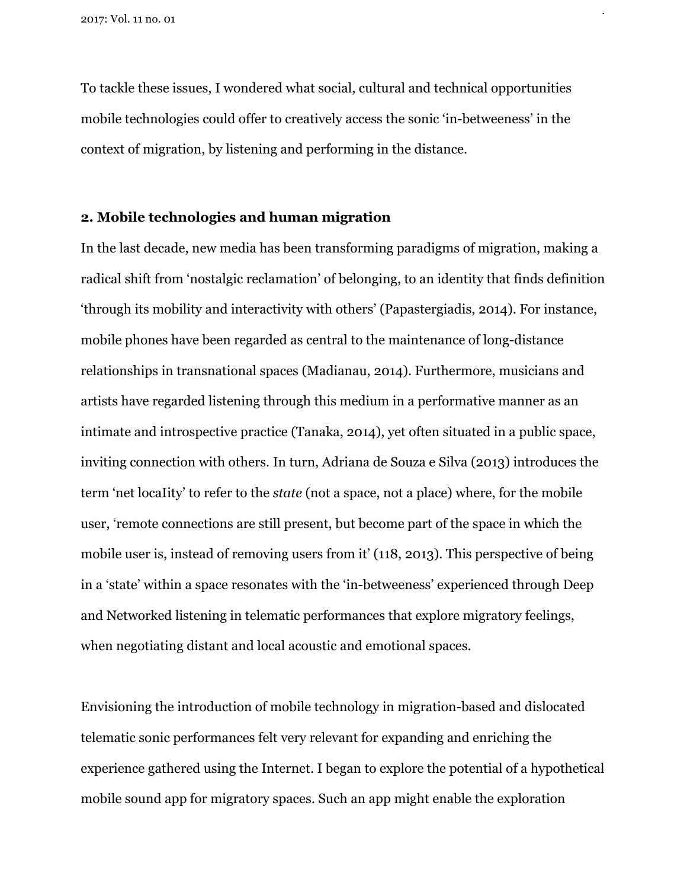To tackle these issues, I wondered what social, cultural and technical opportunities mobile technologies could offer to creatively access the sonic 'in-betweeness' in the context of migration, by listening and performing in the distance.

## 2. Mobile technologies and human migration

In the last decade, new media has been transforming paradigms of migration, making a radical shift from 'nostalgic reclamation' of belonging, to an identity that finds definition 'through its mobility and interactivity with others' (Papastergiadis, 2014). For instance, mobile phones have been regarded as central to the maintenance of long-distance relationships in transnational spaces (Madianau, 2014). Furthermore, musicians and artists have regarded listening through this medium in a performative manner as an intimate and introspective practice (Tanaka, 2014), yet often situated in a public space, inviting connection with others. In turn, Adriana de Souza e Silva (2013) introduces the term 'net locaIity' to refer to the *state* (not a space, not a place) where, for the mobile user, 'remote connections are still present, but become part of the space in which the mobile user is, instead of removing users from it' (118, 2013). This perspective of being in a 'state' within a space resonates with the 'in-betweeness' experienced through Deep and Networked listening in telematic performances that explore migratory feelings, when negotiating distant and local acoustic and emotional spaces.

Envisioning the introduction of mobile technology in migration-based and dislocated telematic sonic performances felt very relevant for expanding and enriching the experience gathered using the Internet. I began to explore the potential of a hypothetical mobile sound app for migratory spaces. Such an app might enable the exploration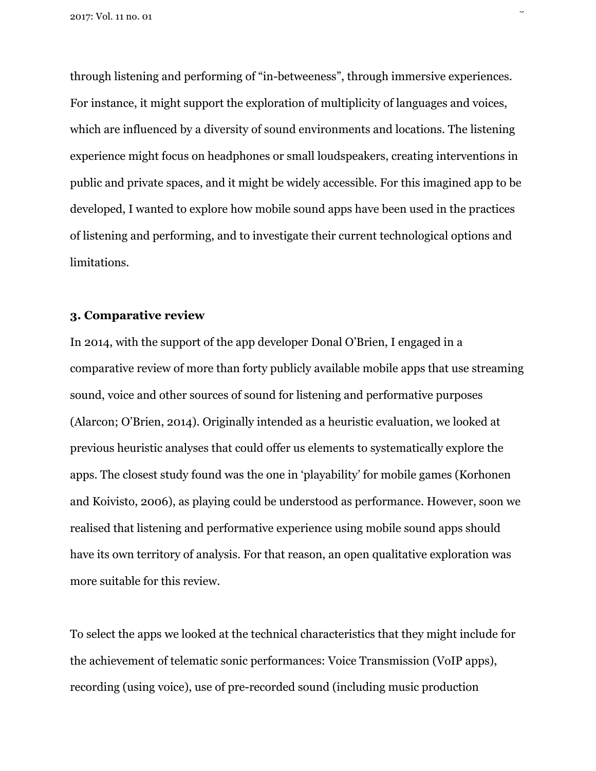through listening and performing of "in-betweeness", through immersive experiences. For instance, it might support the exploration of multiplicity of languages and voices, which are influenced by a diversity of sound environments and locations. The listening experience might focus on headphones or small loudspeakers, creating interventions in public and private spaces, and it might be widely accessible. For this imagined app to be developed, I wanted to explore how mobile sound apps have been used in the practices of listening and performing, and to investigate their current technological options and limitations.

## 3. Comparative review

In 2014, with the support of the app developer Donal O'Brien, I engaged in a comparative review of more than forty publicly available mobile apps that use streaming sound, voice and other sources of sound for listening and performative purposes (Alarcon; O'Brien, 2014). Originally intended as a heuristic evaluation, we looked at previous heuristic analyses that could offer us elements to systematically explore the apps. The closest study found was the one in 'playability' for mobile games (Korhonen and Koivisto, 2006), as playing could be understood as performance. However, soon we realised that listening and performative experience using mobile sound apps should have its own territory of analysis. For that reason, an open qualitative exploration was more suitable for this review.

To select the apps we looked at the technical characteristics that they might include for the achievement of telematic sonic performances: Voice Transmission (VoIP apps), recording (using voice), use of pre-recorded sound (including music production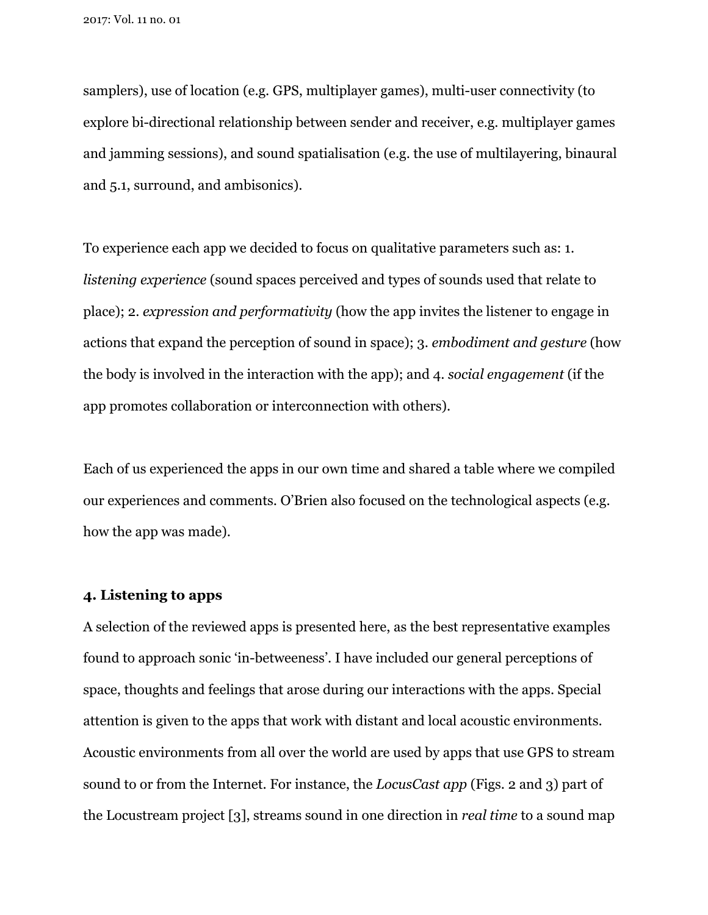samplers), use of location (e.g. GPS, multiplayer games), multi-user connectivity (to explore bi-directional relationship between sender and receiver, e.g. multiplayer games and jamming sessions), and sound spatialisation (e.g. the use of multilayering, binaural and 5.1, surround, and ambisonics).

To experience each app we decided to focus on qualitative parameters such as: 1. *listening experience* (sound spaces perceived and types of sounds used that relate to place); 2. *expression and performativity* (how the app invites the listener to engage in actions that expand the perception of sound in space); 3. *embodiment and gesture* (how the body is involved in the interaction with the app); and 4. *social engagement* (if the app promotes collaboration or interconnection with others).

Each of us experienced the apps in our own time and shared a table where we compiled our experiences and comments. O'Brien also focused on the technological aspects (e.g. how the app was made).

## 4. Listening to apps

A selection of the reviewed apps is presented here, as the best representative examples found to approach sonic 'in-betweeness'. I have included our general perceptions of space, thoughts and feelings that arose during our interactions with the apps. Special attention is given to the apps that work with distant and local acoustic environments. Acoustic environments from all over the world are used by apps that use GPS to stream sound to or from the Internet. For instance, the *LocusCast app* (Figs. 2 and 3) part of the Locustream project [3], streams sound in one direction in *real time* to a sound map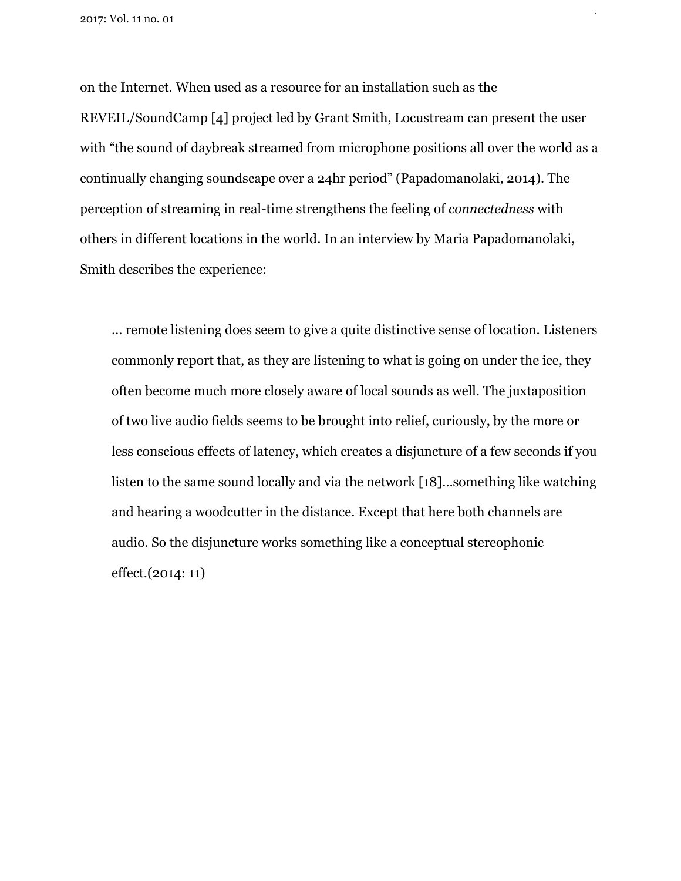on the Internet. When used as a resource for an installation such as the REVEIL/SoundCamp [4] project led by Grant Smith, Locustream can present the user with "the sound of daybreak streamed from microphone positions all over the world as a continually changing soundscape over a 24hr period" (Papadomanolaki, 2014). The perception of streaming in real-time strengthens the feeling of *connectedness* with others in different locations in the world. In an interview by Maria Papadomanolaki, Smith describes the experience:

> … remote listening does seem to give a quite distinctive sense of location. Listeners commonly report that, as they are listening to what is going on under the ice, they often become much more closely aware of local sounds as well. The juxtaposition of two live audio fields seems to be brought into relief, curiously, by the more or less conscious effects of latency, which creates a disjuncture of a few seconds if you listen to the same sound locally and via the network [18]…something like watching and hearing a woodcutter in the distance. Except that here both channels are audio. So the disjuncture works something like a conceptual stereophonic effect.(2014: 11)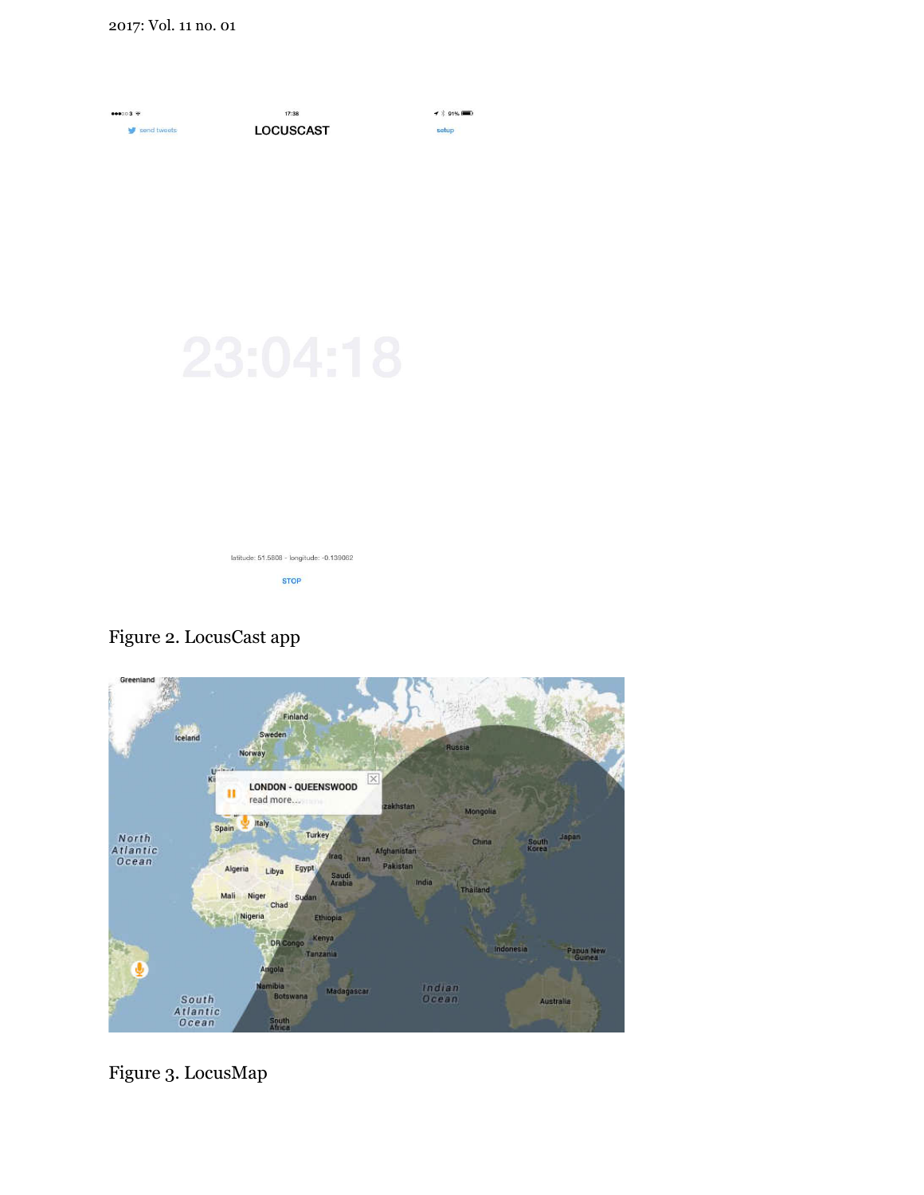Figure 2. LocusCast app

Figure 3. LocusMap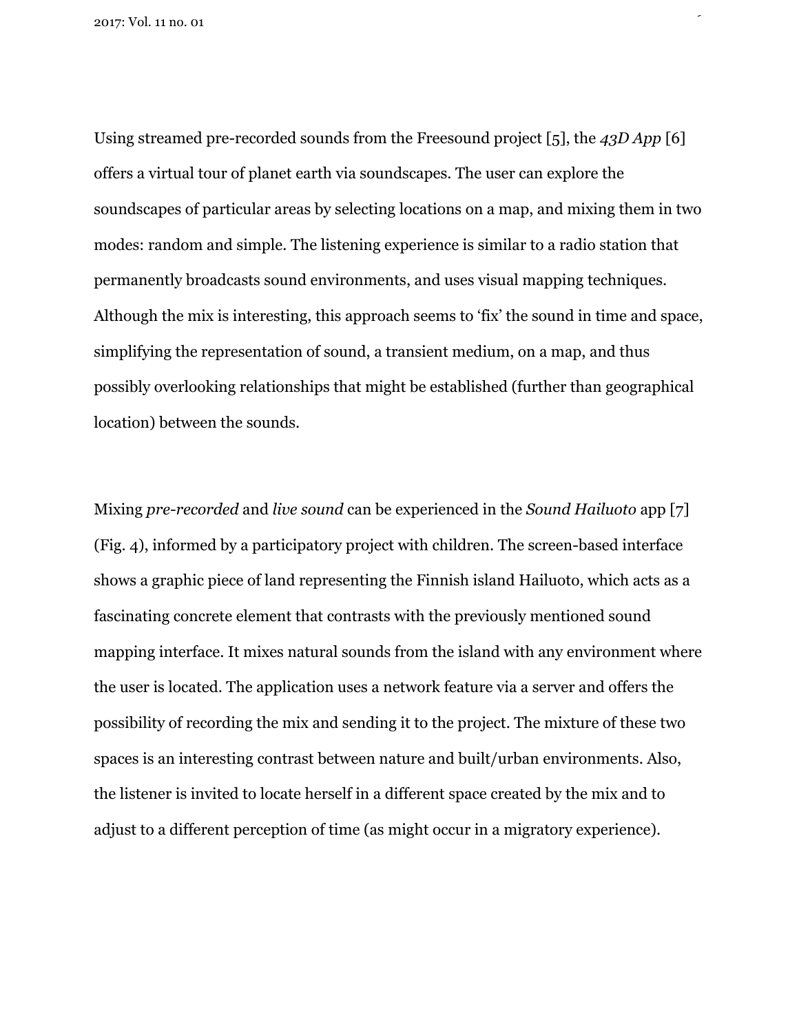Using streamed pre-recorded sounds from the Freesound project [5], the *43D App* [6] offers a virtual tour of planet earth via soundscapes. The user can explore the soundscapes of particular areas by selecting locations on a map, and mixing them in two modes: random and simple. The listening experience is similar to a radio station that permanently broadcasts sound environments, and uses visual mapping techniques. Although the mix is interesting, this approach seems to 'fix' the sound in time and space, simplifying the representation of sound, a transient medium, on a map, and thus possibly overlooking relationships that might be established (further than geographical location) between the sounds.

Mixing *pre-recorded* and *live sound* can be experienced in the *Sound Hailuoto* app [7] (Fig. 4), informed by a participatory project with children. The screen-based interface shows a graphic piece of land representing the Finnish island Hailuoto, which acts as a fascinating concrete element that contrasts with the previously mentioned sound mapping interface. It mixes natural sounds from the island with any environment where the user is located. The application uses a network feature via a server and offers the possibility of recording the mix and sending it to the project. The mixture of these two spaces is an interesting contrast between nature and built/urban environments. Also, the listener is invited to locate herself in a different space created by the mix and to adjust to a different perception of time (as might occur in a migratory experience).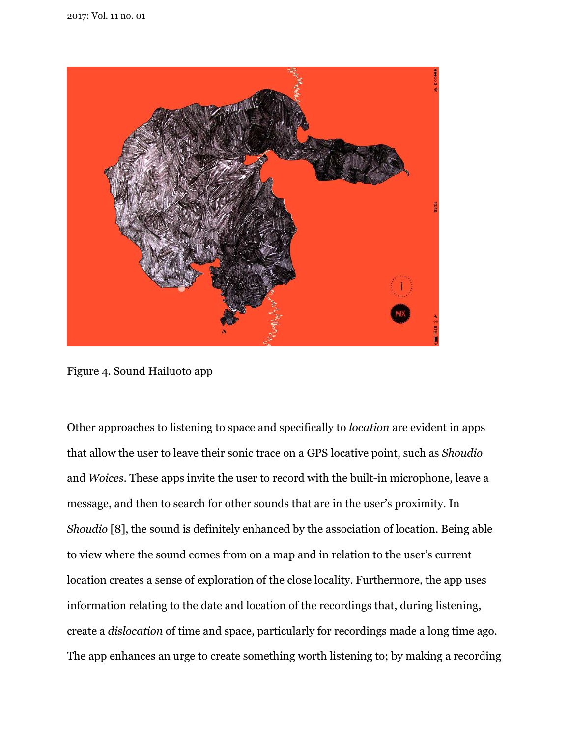Figure 4. Sound Hailuoto app

Other approaches to listening to space and specifically to *location* are evident in apps that allow the user to leave their sonic trace on a GPS locative point, such as *Shoudio* and *Woices*. These apps invite the user to record with the built-in microphone, leave a message, and then to search for other sounds that are in the user's proximity. In *Shoudio* [8], the sound is definitely enhanced by the association of location. Being able to view where the sound comes from on a map and in relation to the user's current location creates a sense of exploration of the close locality. Furthermore, the app uses information relating to the date and location of the recordings that, during listening, create a *dislocation* of time and space, particularly for recordings made a long time ago. The app enhances an urge to create something worth listening to; by making a recording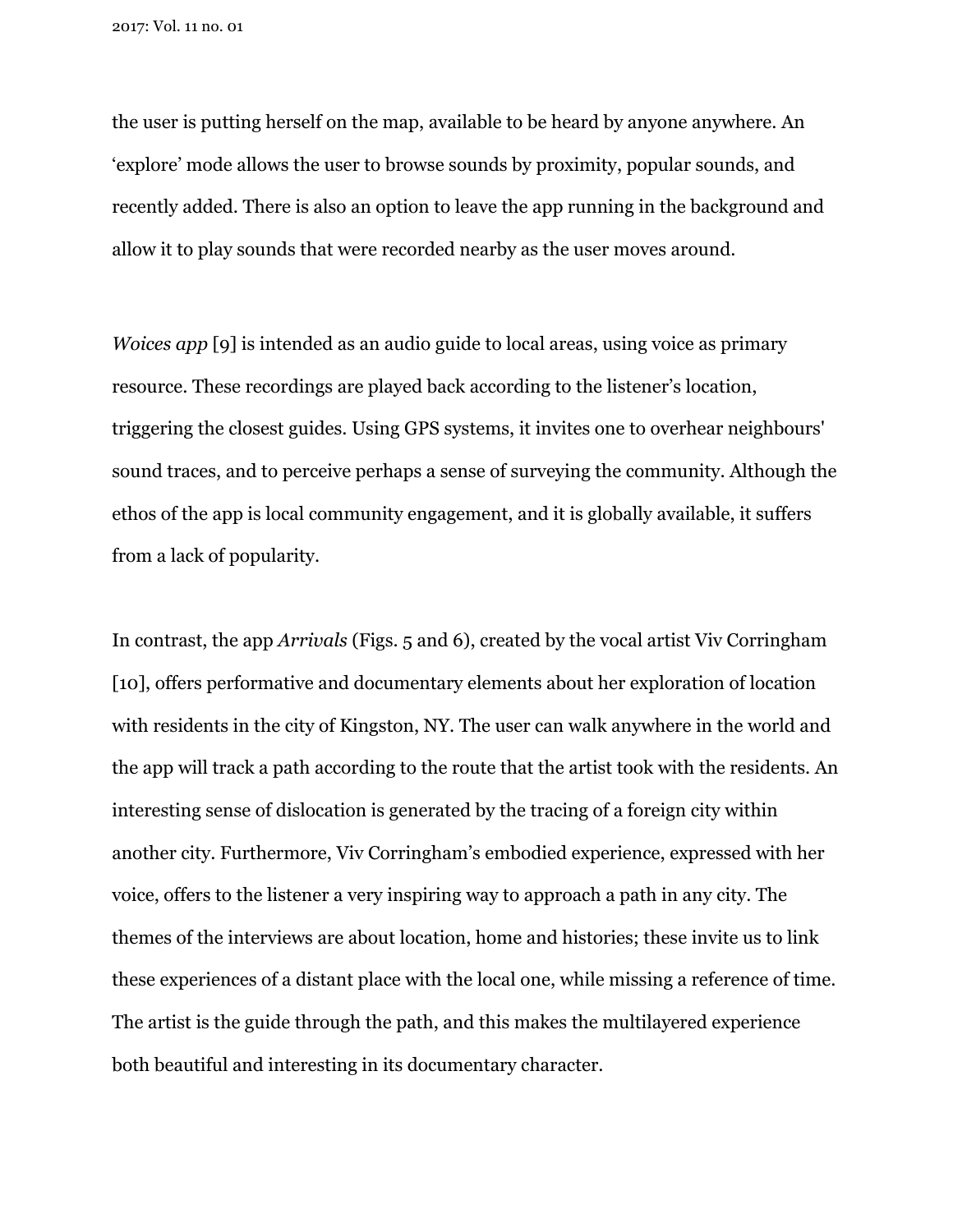the user is putting herself on the map, available to be heard by anyone anywhere. An ‘explore’ mode allows the user to browse sounds by proximity, popular sounds, and recently added. There is also an option to leave the app running in the background and allow it to play sounds that were recorded nearby as the user moves around.

*Woices app* [9] is intended as an audio guide to local areas, using voice as primary resource. These recordings are played back according to the listener’s location, triggering the closest guides. Using GPS systems, it invites one to overhear neighbours' sound traces, and to perceive perhaps a sense of surveying the community. Although the ethos of the app is local community engagement, and it is globally available, it suffers from a lack of popularity.

In contrast, the app *Arrivals* (Figs. 5 and 6), created by the vocal artist Viv Corringham [10], offers performative and documentary elements about her exploration of location with residents in the city of Kingston, NY. The user can walk anywhere in the world and the app will track a path according to the route that the artist took with the residents. An interesting sense of dislocation is generated by the tracing of a foreign city within another city. Furthermore, Viv Corringham’s embodied experience, expressed with her voice, offers to the listener a very inspiring way to approach a path in any city. The themes of the interviews are about location, home and histories; these invite us to link these experiences of a distant place with the local one, while missing a reference of time. The artist is the guide through the path, and this makes the multilayered experience both beautiful and interesting in its documentary character.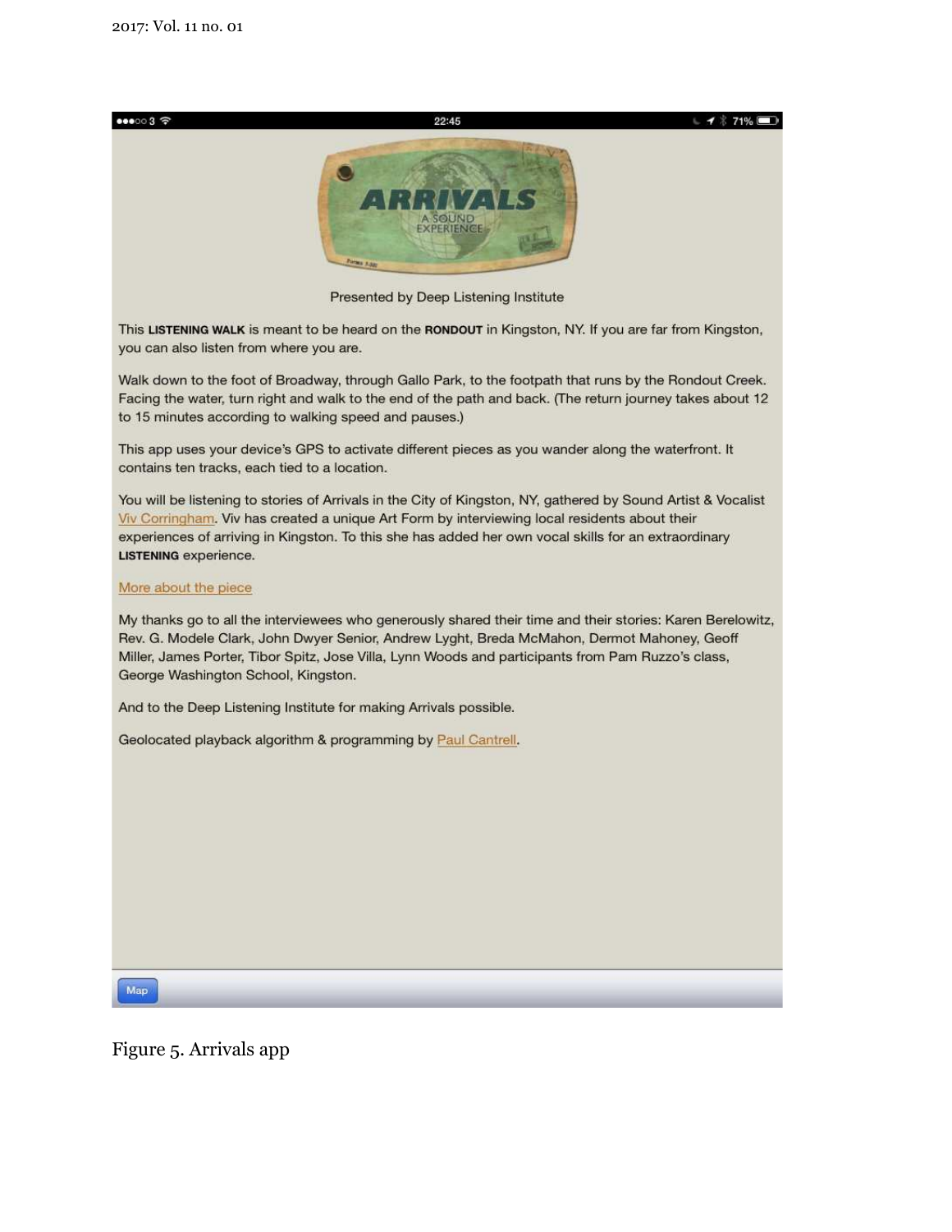ARRIVALS

A SOUND EXPERIENCE

Presented by Deep Listening Institute

This **LISTENING WALK** is meant to be heard on the **RONDOUT** in Kingston, NY. If you are far from Kingston, you can also listen from where you are.

Walk down to the foot of Broadway, through Gallo Park, to the footpath that runs by the Rondout Creek. Facing the water, turn right and walk to the end of the path and back. (The return journey takes about 12 to 15 minutes according to walking speed and pauses.)

This app uses your device's GPS to activate different pieces as you wander along the waterfront. It contains ten tracks, each tied to a location.

You will be listening to stories of Arrivals in the City of Kingston, NY, gathered by Sound Artist & Vocalist Viv Corringham. Viv has created a unique Art Form by interviewing local residents about their experiences of arriving in Kingston. To this she has added her own vocal skills for an extraordinary **LISTENING** experience.

More about the piece

My thanks go to all the interviewees who generously shared their time and their stories: Karen Berelowitz, Rev. G. Modele Clark, John Dwyer Senior, Andrew Lyght, Breda McMahon, Dermot Mahoney, Geoff Miller, James Porter, Tibor Spitz, Jose Villa, Lynn Woods and participants from Pam Ruzzo's class, George Washington School, Kingston.

And to the Deep Listening Institute for making Arrivals possible.

Geolocated playback algorithm & programming by Paul Cantrell.

Map

Figure 5. Arrivals app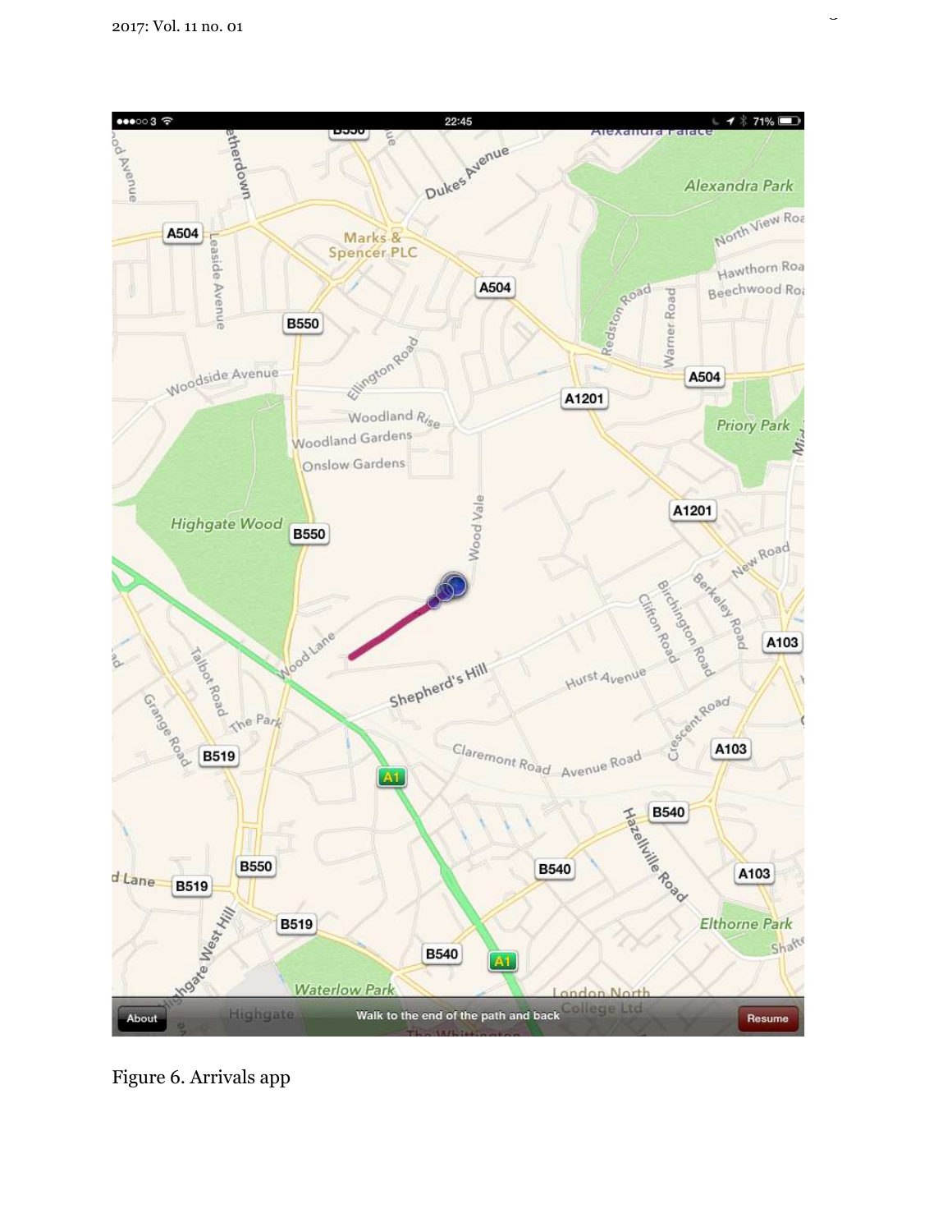Figure 6. Arrivals app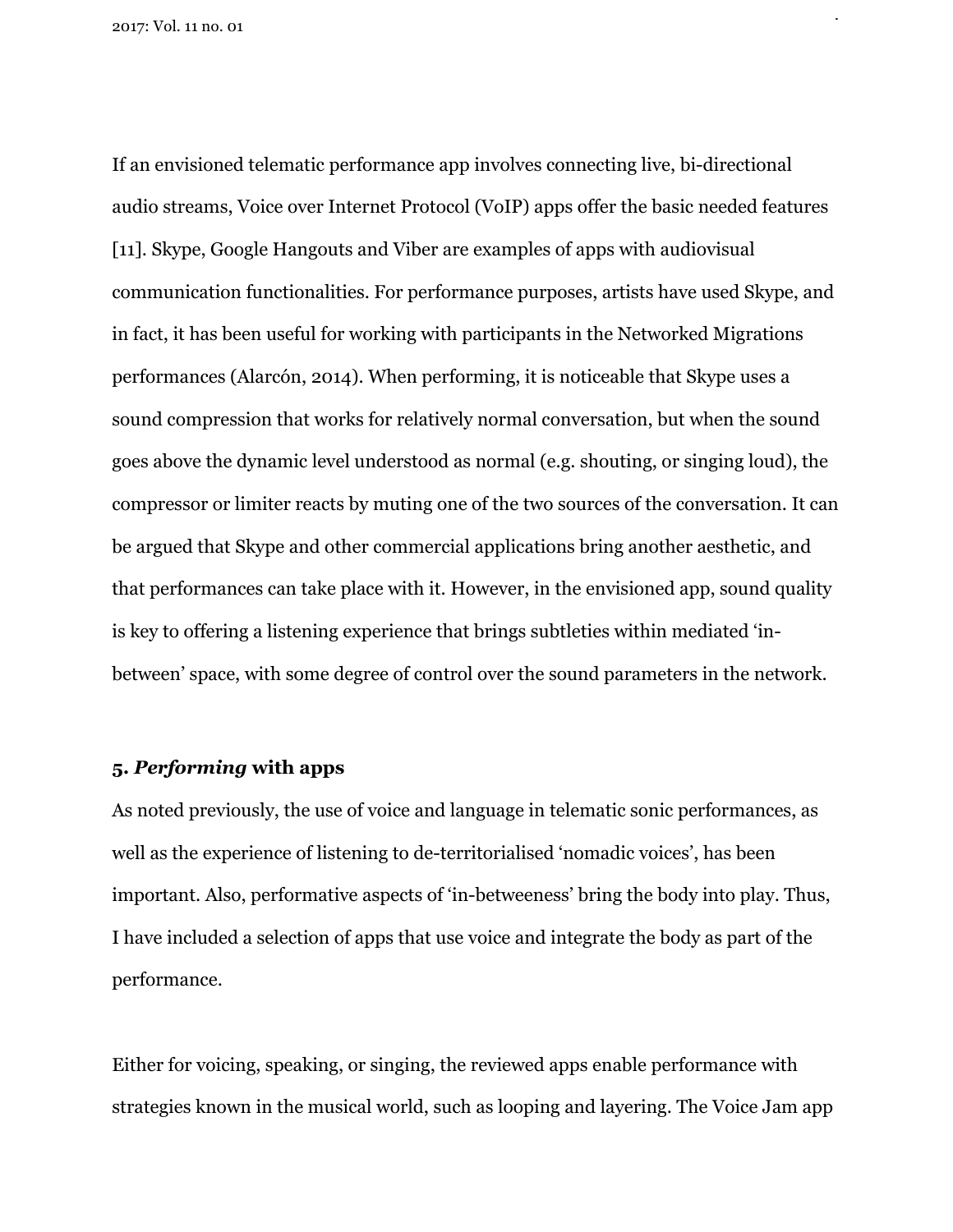If an envisioned telematic performance app involves connecting live, bi-directional audio streams, Voice over Internet Protocol (VoIP) apps offer the basic needed features [11]. Skype, Google Hangouts and Viber are examples of apps with audiovisual communication functionalities. For performance purposes, artists have used Skype, and in fact, it has been useful for working with participants in the Networked Migrations performances (Alarcón, 2014). When performing, it is noticeable that Skype uses a sound compression that works for relatively normal conversation, but when the sound goes above the dynamic level understood as normal (e.g. shouting, or singing loud), the compressor or limiter reacts by muting one of the two sources of the conversation. It can be argued that Skype and other commercial applications bring another aesthetic, and that performances can take place with it. However, in the envisioned app, sound quality is key to offering a listening experience that brings subtleties within mediated 'in-between' space, with some degree of control over the sound parameters in the network.

## 5. *Performing* with apps

As noted previously, the use of voice and language in telematic sonic performances, as well as the experience of listening to de-territorialised 'nomadic voices', has been important. Also, performative aspects of 'in-betweeness' bring the body into play. Thus, I have included a selection of apps that use voice and integrate the body as part of the performance.

Either for voicing, speaking, or singing, the reviewed apps enable performance with strategies known in the musical world, such as looping and layering. The Voice Jam app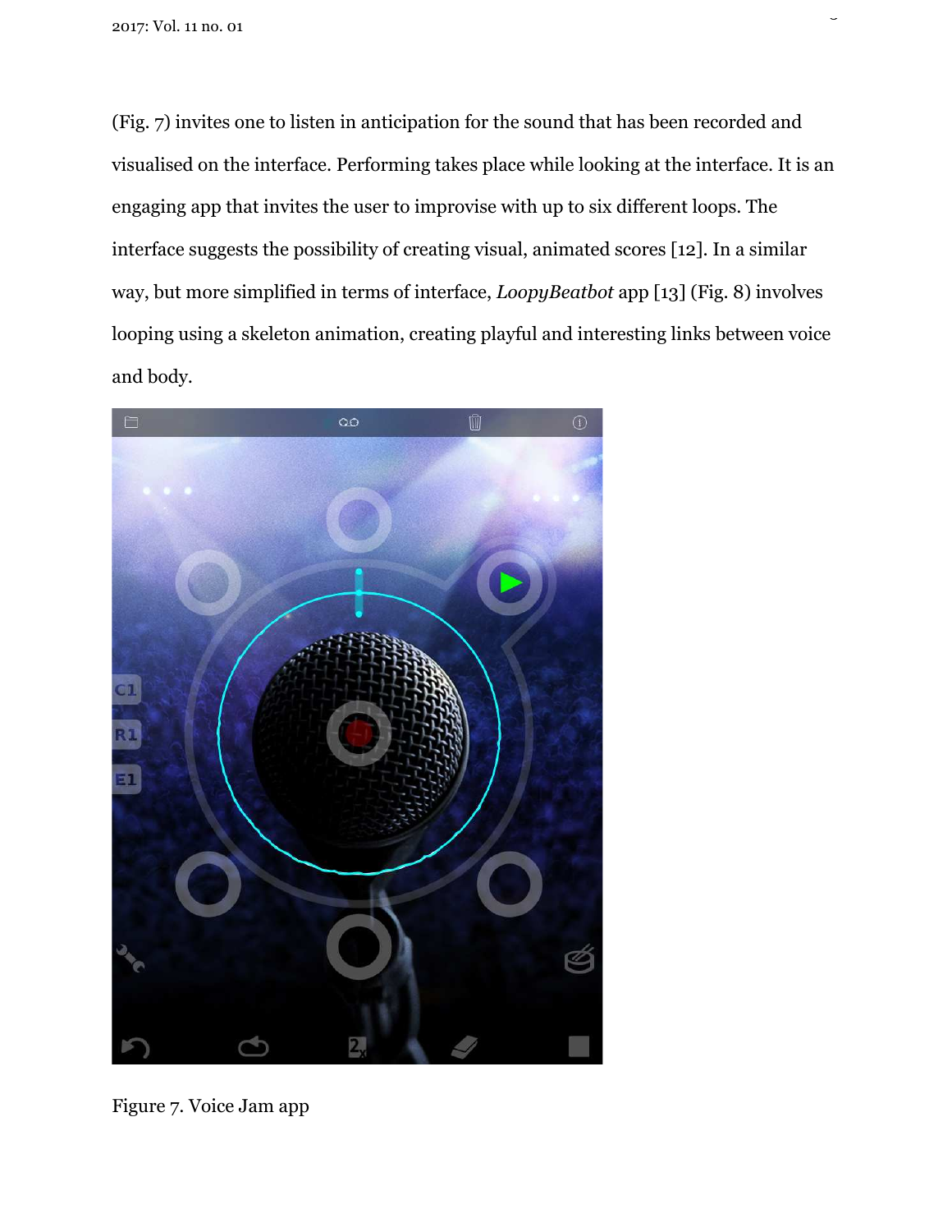(Fig. 7) invites one to listen in anticipation for the sound that has been recorded and visualised on the interface. Performing takes place while looking at the interface. It is an engaging app that invites the user to improvise with up to six different loops. The interface suggests the possibility of creating visual, animated scores [12]. In a similar way, but more simplified in terms of interface, *LoopyBeatbot* app [13] (Fig. 8) involves looping using a skeleton animation, creating playful and interesting links between voice and body.

Figure 7. Voice Jam app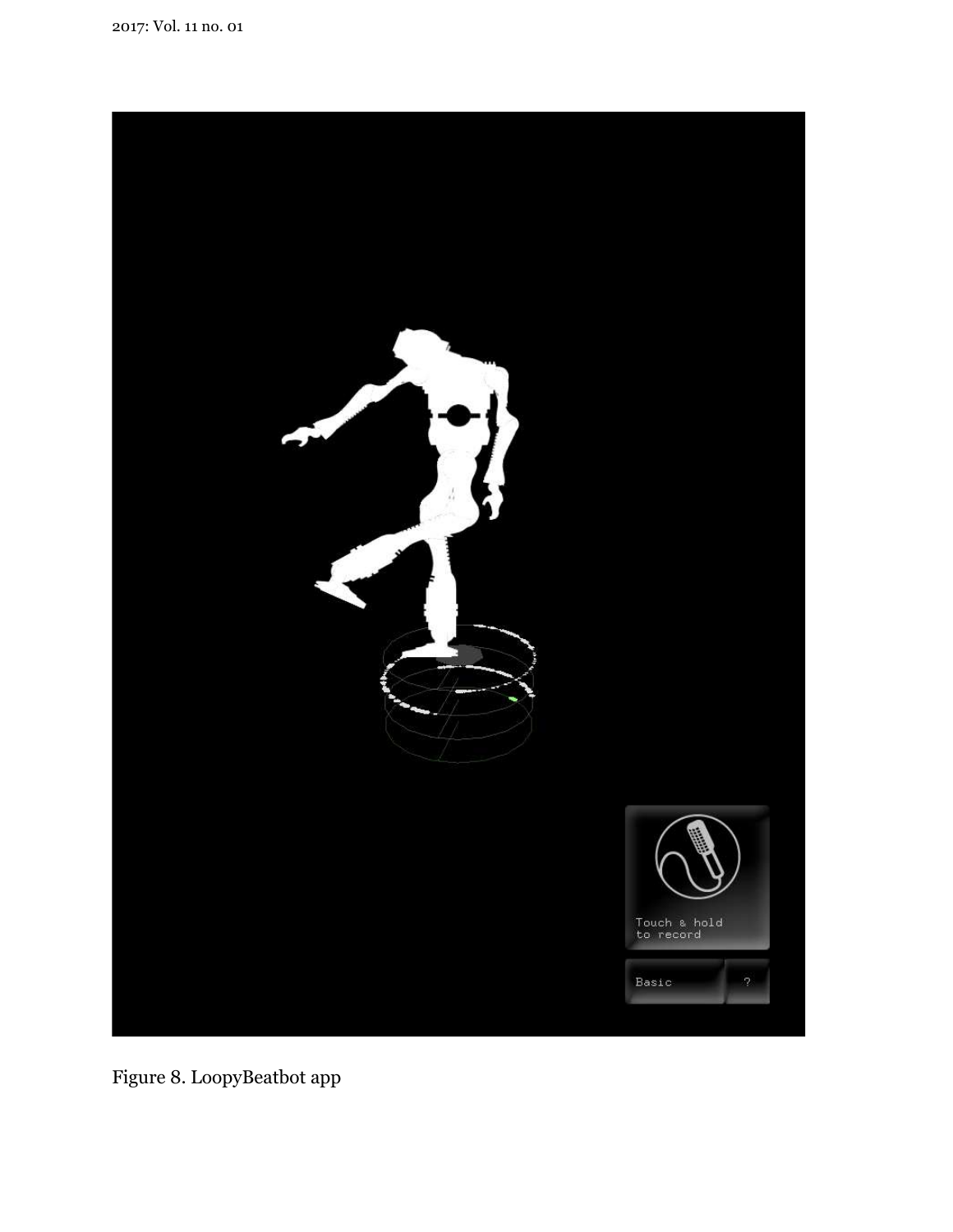Figure 8. LoopyBeatbot app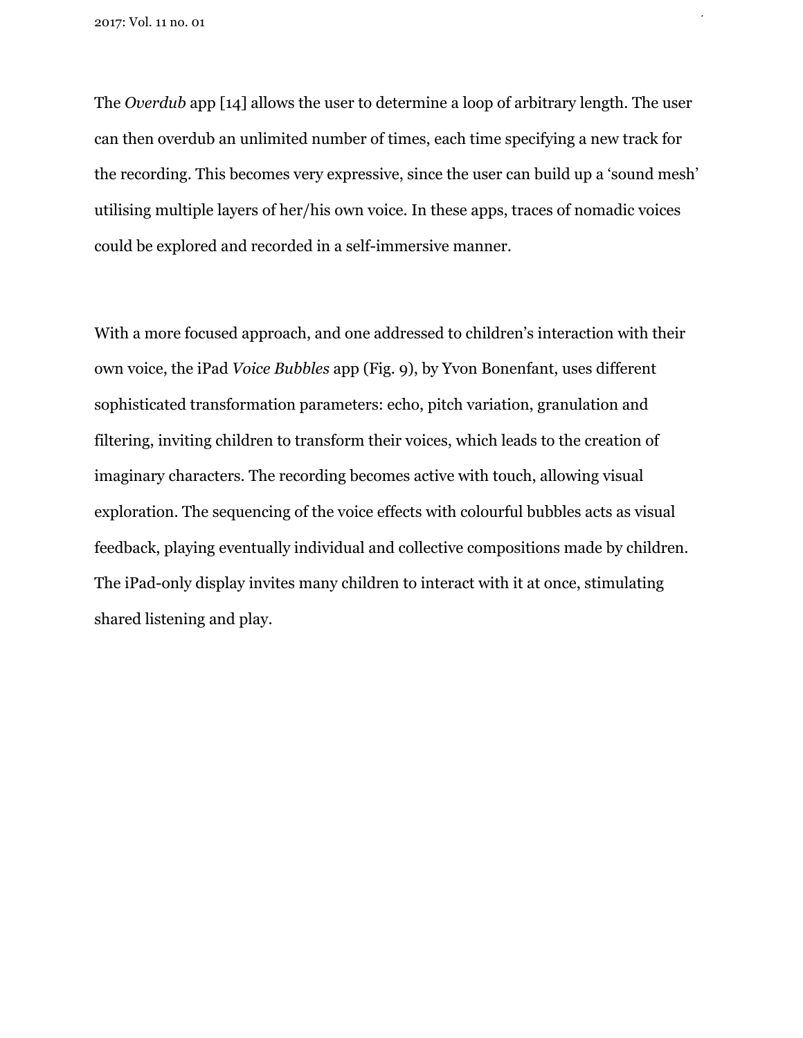The *Overdub* app [14] allows the user to determine a loop of arbitrary length. The user can then overdub an unlimited number of times, each time specifying a new track for the recording. This becomes very expressive, since the user can build up a 'sound mesh' utilising multiple layers of her/his own voice. In these apps, traces of nomadic voices could be explored and recorded in a self-immersive manner.

With a more focused approach, and one addressed to children's interaction with their own voice, the iPad *Voice Bubbles* app (Fig. 9), by Yvon Bonenfant, uses different sophisticated transformation parameters: echo, pitch variation, granulation and filtering, inviting children to transform their voices, which leads to the creation of imaginary characters. The recording becomes active with touch, allowing visual exploration. The sequencing of the voice effects with colourful bubbles acts as visual feedback, playing eventually individual and collective compositions made by children. The iPad-only display invites many children to interact with it at once, stimulating shared listening and play.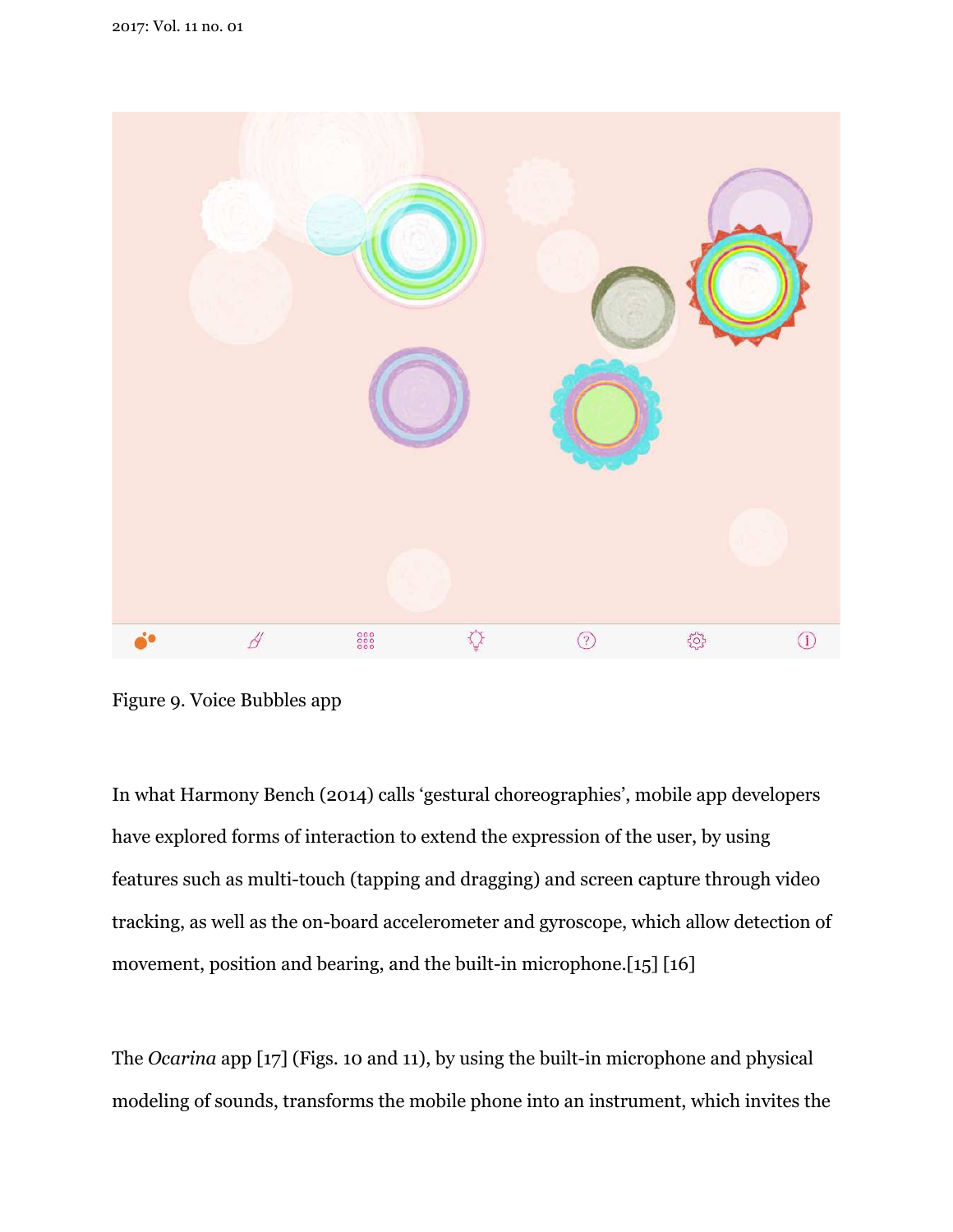Figure 9. Voice Bubbles app

In what Harmony Bench (2014) calls 'gestural choreographies', mobile app developers have explored forms of interaction to extend the expression of the user, by using features such as multi-touch (tapping and dragging) and screen capture through video tracking, as well as the on-board accelerometer and gyroscope, which allow detection of movement, position and bearing, and the built-in microphone.[15] [16]

The *Ocarina* app [17] (Figs. 10 and 11), by using the built-in microphone and physical modeling of sounds, transforms the mobile phone into an instrument, which invites the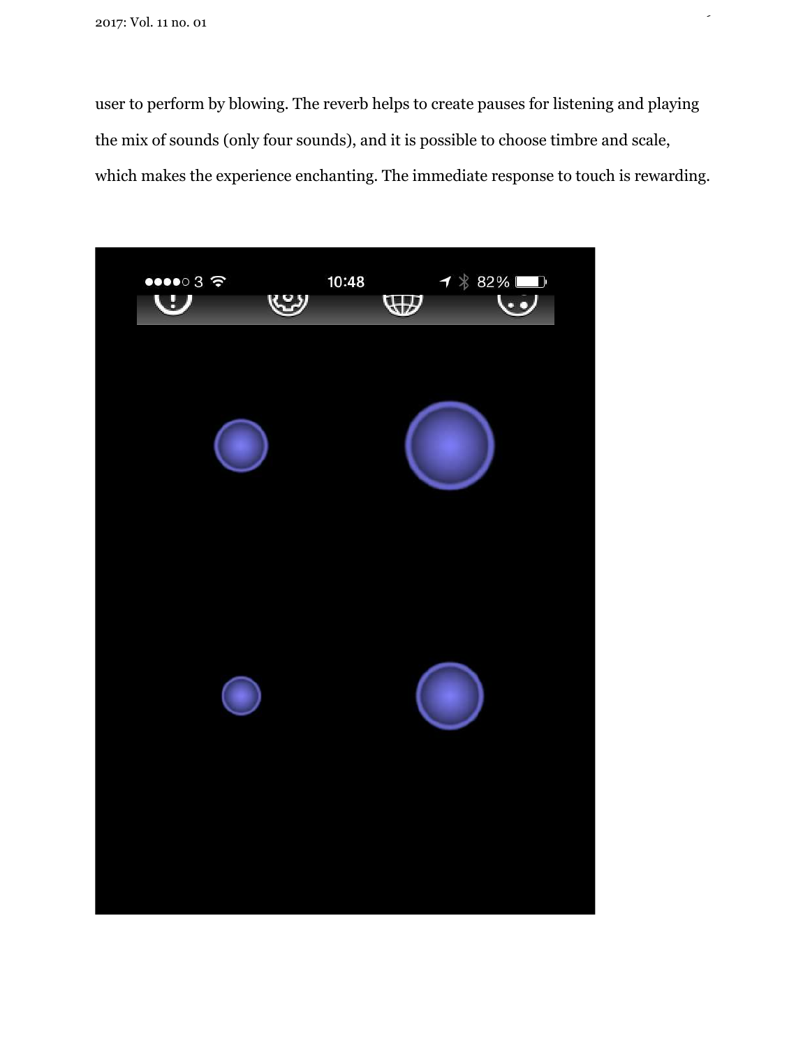user to perform by blowing. The reverb helps to create pauses for listening and playing the mix of sounds (only four sounds), and it is possible to choose timbre and scale, which makes the experience enchanting. The immediate response to touch is rewarding.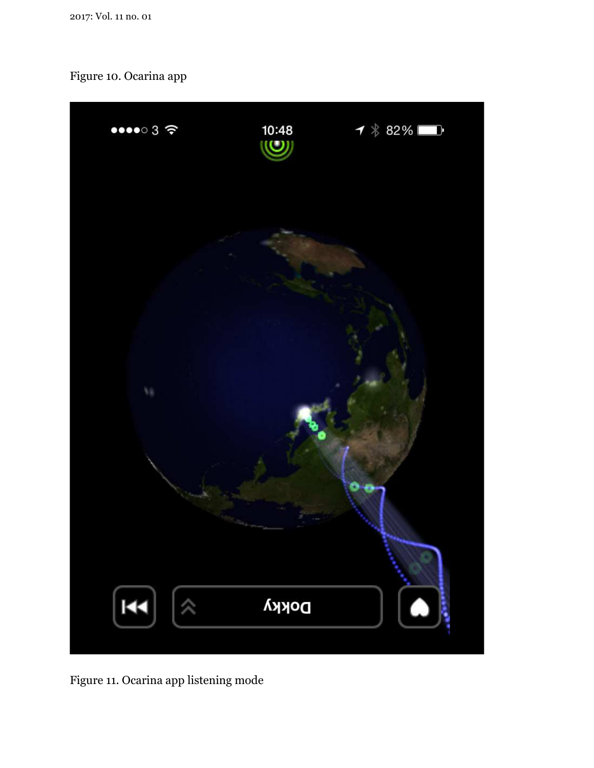Figure 10. Ocarina app

Figure 11. Ocarina app listening mode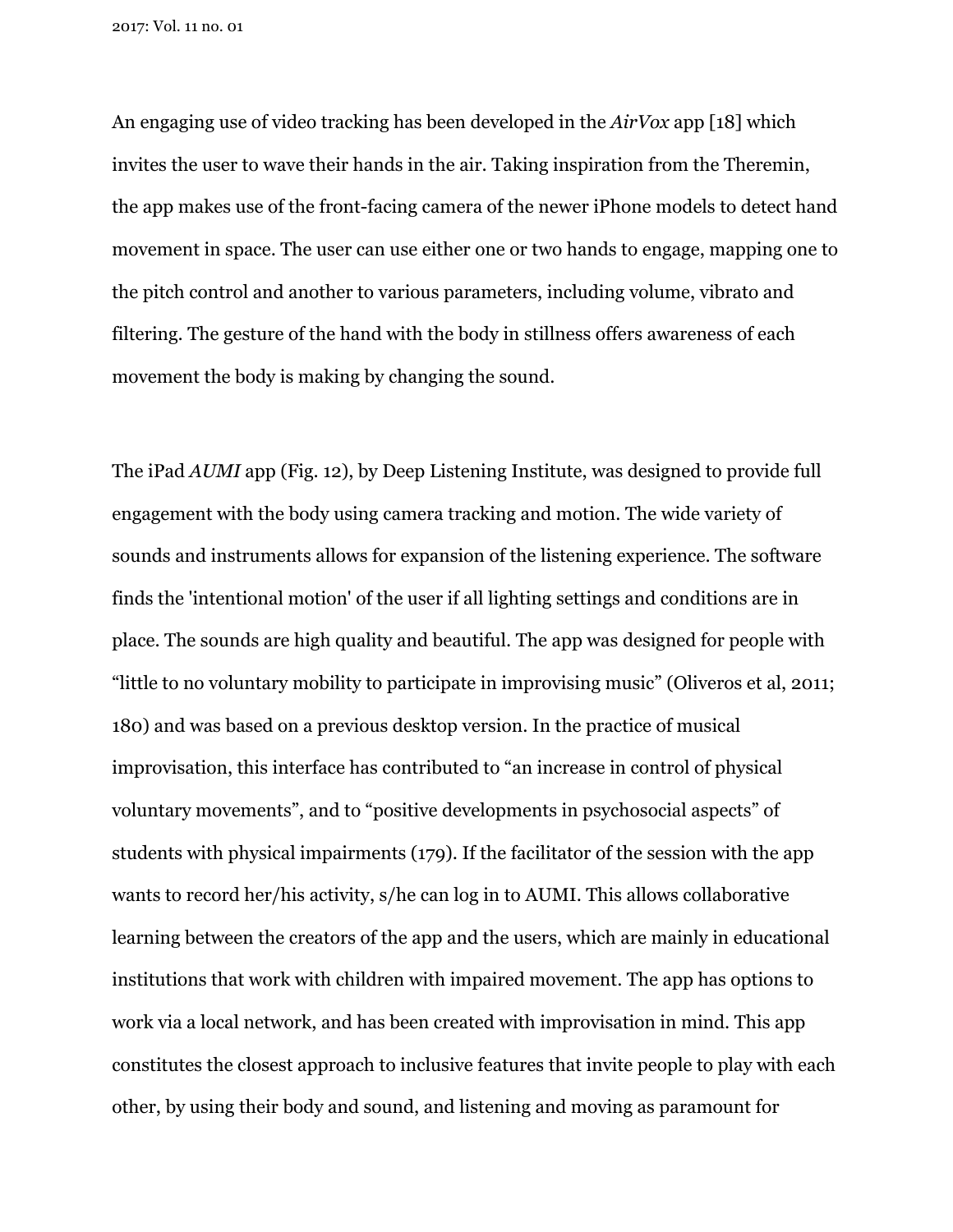An engaging use of video tracking has been developed in the *AirVox* app [18] which invites the user to wave their hands in the air. Taking inspiration from the Theremin, the app makes use of the front-facing camera of the newer iPhone models to detect hand movement in space. The user can use either one or two hands to engage, mapping one to the pitch control and another to various parameters, including volume, vibrato and filtering. The gesture of the hand with the body in stillness offers awareness of each movement the body is making by changing the sound.

The iPad *AUMI* app (Fig. 12), by Deep Listening Institute, was designed to provide full engagement with the body using camera tracking and motion. The wide variety of sounds and instruments allows for expansion of the listening experience. The software finds the 'intentional motion' of the user if all lighting settings and conditions are in place. The sounds are high quality and beautiful. The app was designed for people with "little to no voluntary mobility to participate in improvising music" (Oliveros et al, 2011; 180) and was based on a previous desktop version. In the practice of musical improvisation, this interface has contributed to "an increase in control of physical voluntary movements", and to "positive developments in psychosocial aspects" of students with physical impairments (179). If the facilitator of the session with the app wants to record her/his activity, s/he can log in to AUMI. This allows collaborative learning between the creators of the app and the users, which are mainly in educational institutions that work with children with impaired movement. The app has options to work via a local network, and has been created with improvisation in mind. This app constitutes the closest approach to inclusive features that invite people to play with each other, by using their body and sound, and listening and moving as paramount for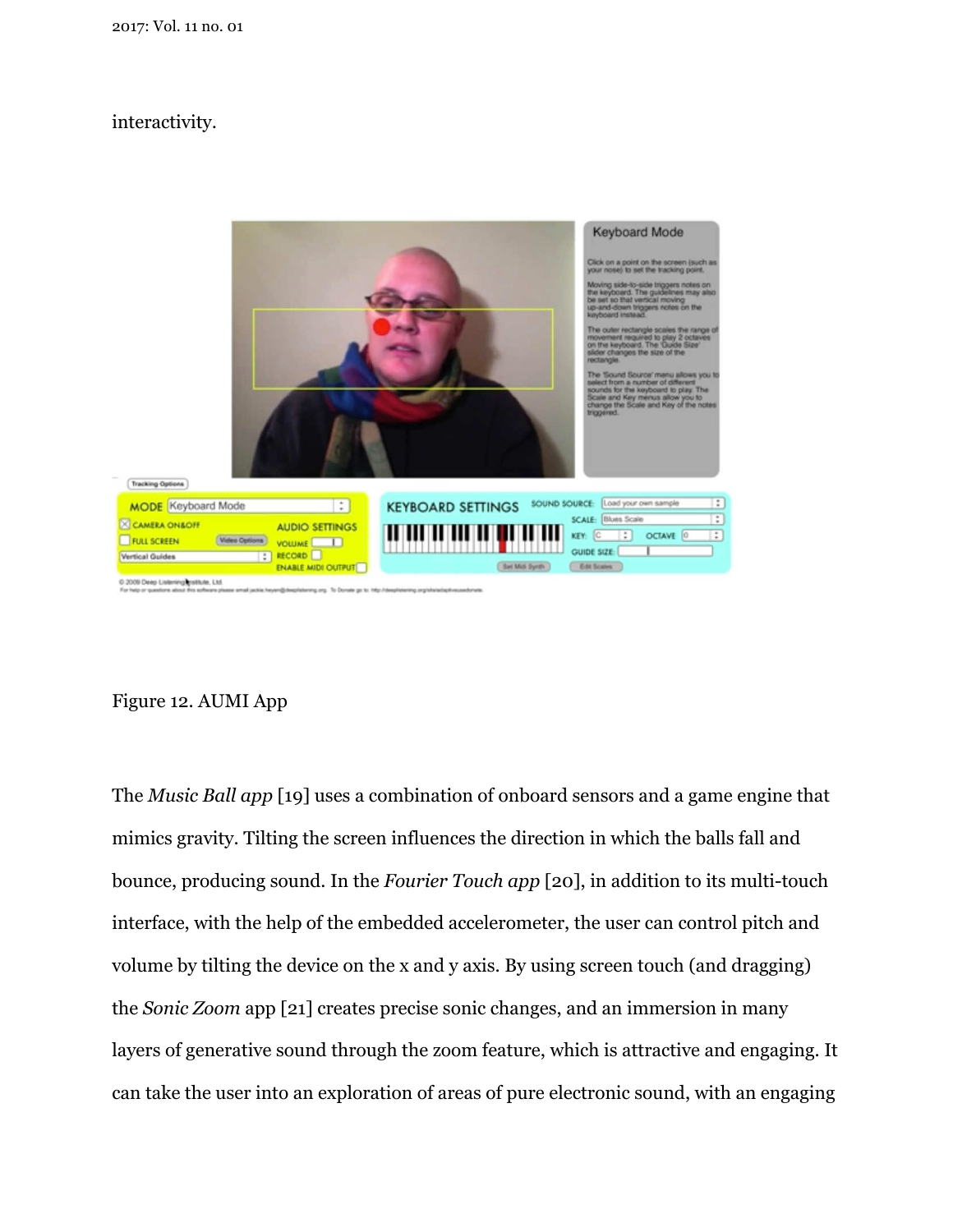interactivity.

Figure 12. AUMI App

The *Music Ball app* [19] uses a combination of onboard sensors and a game engine that mimics gravity. Tilting the screen influences the direction in which the balls fall and bounce, producing sound. In the *Fourier Touch app* [20], in addition to its multi-touch interface, with the help of the embedded accelerometer, the user can control pitch and volume by tilting the device on the x and y axis. By using screen touch (and dragging) the *Sonic Zoom* app [21] creates precise sonic changes, and an immersion in many layers of generative sound through the zoom feature, which is attractive and engaging. It can take the user into an exploration of areas of pure electronic sound, with an engaging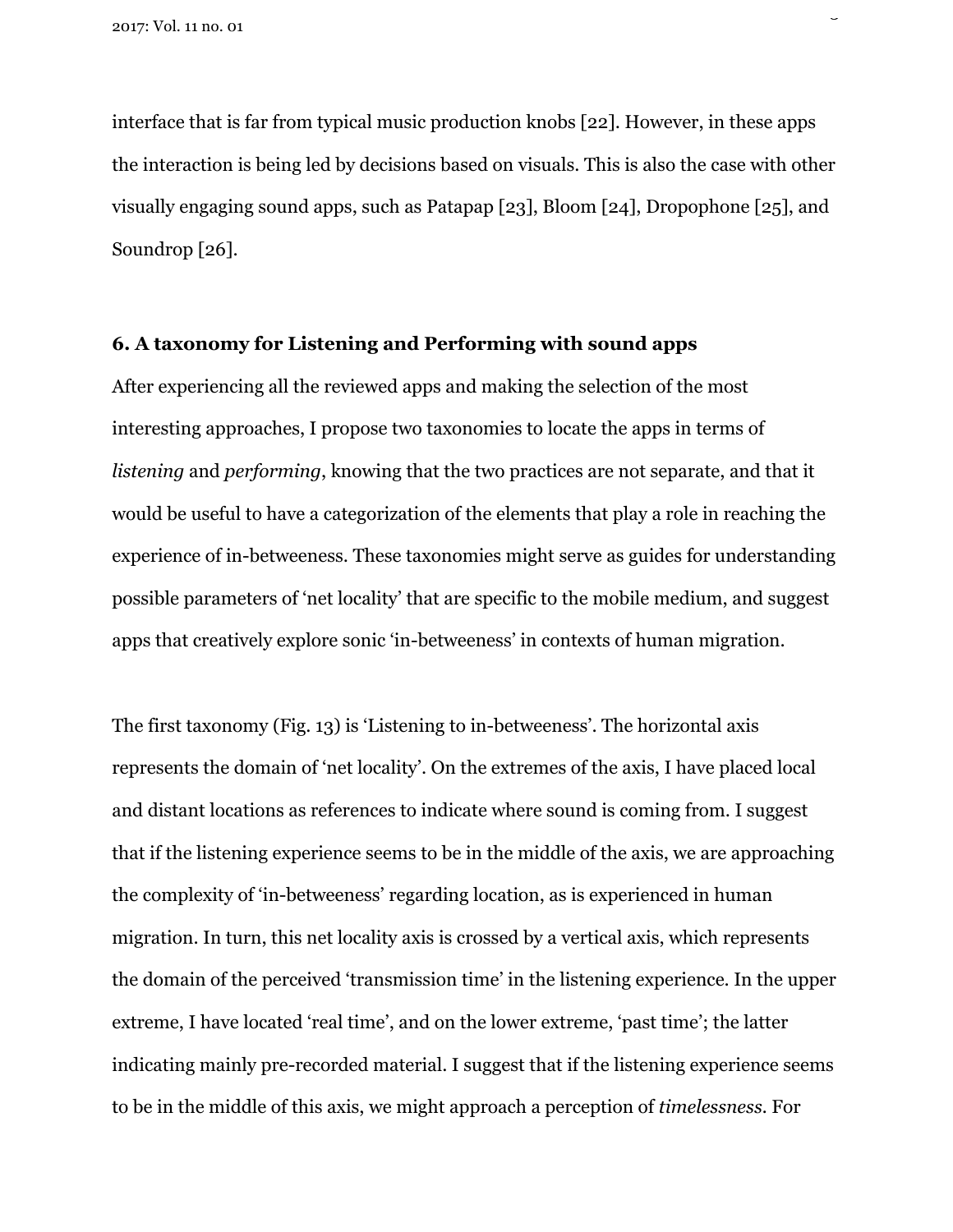interface that is far from typical music production knobs [22]. However, in these apps the interaction is being led by decisions based on visuals. This is also the case with other visually engaging sound apps, such as Patapap [23], Bloom [24], Dropophone [25], and Soundrop [26].

## 6. A taxonomy for Listening and Performing with sound apps

After experiencing all the reviewed apps and making the selection of the most interesting approaches, I propose two taxonomies to locate the apps in terms of *listening* and *performing*, knowing that the two practices are not separate, and that it would be useful to have a categorization of the elements that play a role in reaching the experience of in-betweeness. These taxonomies might serve as guides for understanding possible parameters of 'net locality' that are specific to the mobile medium, and suggest apps that creatively explore sonic 'in-betweeness' in contexts of human migration.

The first taxonomy (Fig. 13) is 'Listening to in-betweeness'. The horizontal axis represents the domain of 'net locality'. On the extremes of the axis, I have placed local and distant locations as references to indicate where sound is coming from. I suggest that if the listening experience seems to be in the middle of the axis, we are approaching the complexity of 'in-betweeness' regarding location, as is experienced in human migration. In turn, this net locality axis is crossed by a vertical axis, which represents the domain of the perceived 'transmission time' in the listening experience. In the upper extreme, I have located 'real time', and on the lower extreme, 'past time'; the latter indicating mainly pre-recorded material. I suggest that if the listening experience seems to be in the middle of this axis, we might approach a perception of *timelessness*. For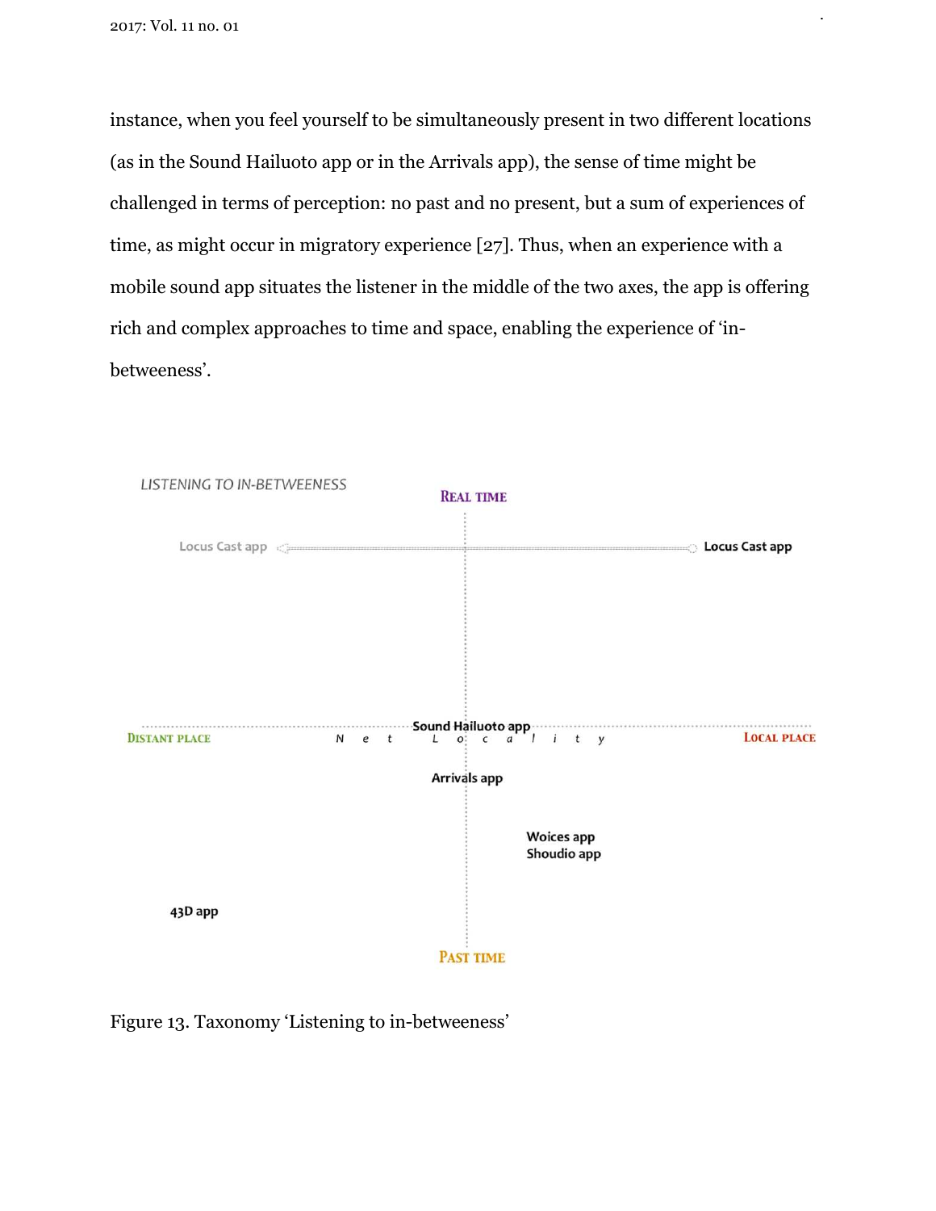instance, when you feel yourself to be simultaneously present in two different locations (as in the Sound Hailuoto app or in the Arrivals app), the sense of time might be challenged in terms of perception: no past and no present, but a sum of experiences of time, as might occur in migratory experience [27]. Thus, when an experience with a mobile sound app situates the listener in the middle of the two axes, the app is offering rich and complex approaches to time and space, enabling the experience of 'in-betweeness'.

LISTENING TO IN-BETWEENESS

REAL TIME

Locus Cast app — Locus Cast app

DISTANT PLACE — Net Locality — LOCAL PLACE

Sound Hailuoto app

Arrivals app

Woices app
Shoudio app

43D app

PAST TIME

Figure 13. Taxonomy 'Listening to in-betweeness'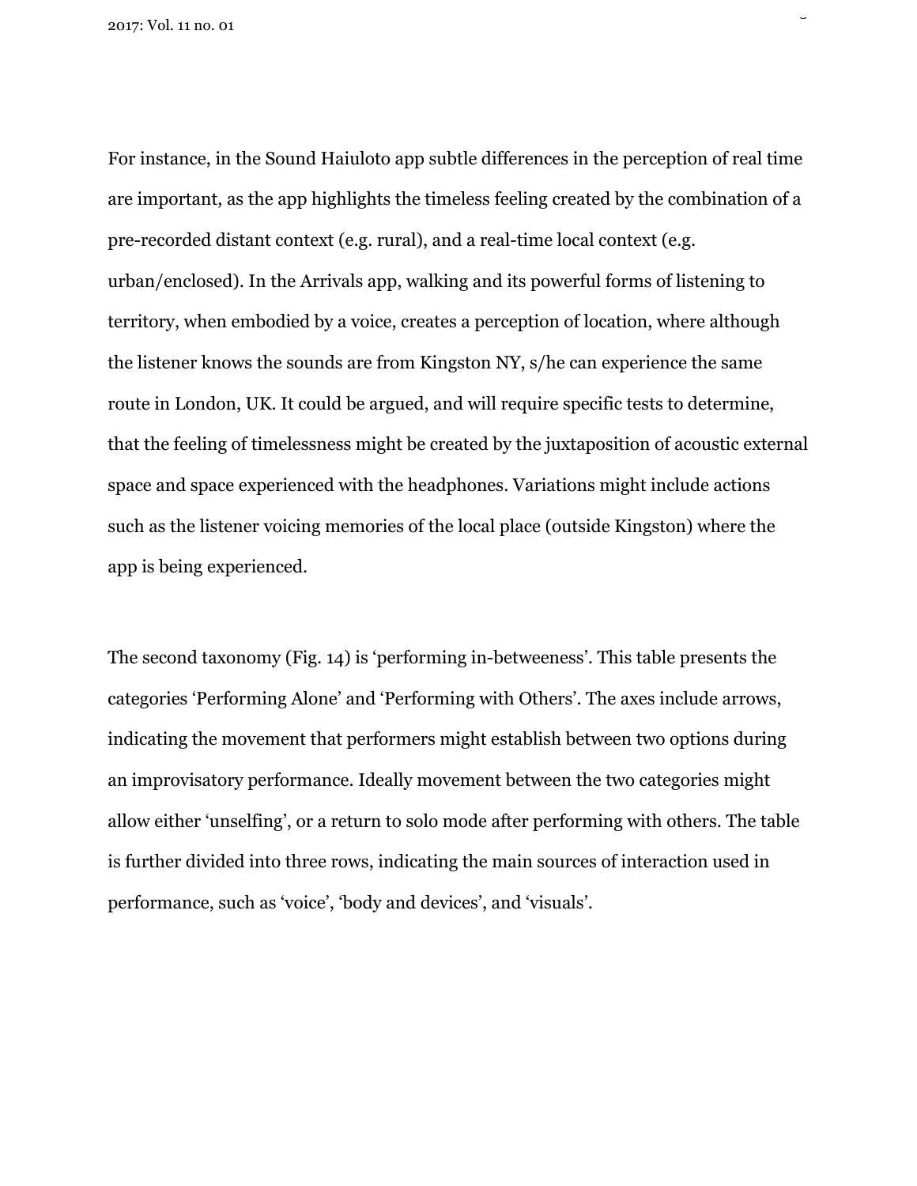For instance, in the Sound Haiuloto app subtle differences in the perception of real time are important, as the app highlights the timeless feeling created by the combination of a pre-recorded distant context (e.g. rural), and a real-time local context (e.g. urban/enclosed). In the Arrivals app, walking and its powerful forms of listening to territory, when embodied by a voice, creates a perception of location, where although the listener knows the sounds are from Kingston NY, s/he can experience the same route in London, UK. It could be argued, and will require specific tests to determine, that the feeling of timelessness might be created by the juxtaposition of acoustic external space and space experienced with the headphones. Variations might include actions such as the listener voicing memories of the local place (outside Kingston) where the app is being experienced.

The second taxonomy (Fig. 14) is 'performing in-betweeness'. This table presents the categories 'Performing Alone' and 'Performing with Others'. The axes include arrows, indicating the movement that performers might establish between two options during an improvisatory performance. Ideally movement between the two categories might allow either 'unselfing', or a return to solo mode after performing with others. The table is further divided into three rows, indicating the main sources of interaction used in performance, such as 'voice', 'body and devices', and 'visuals'.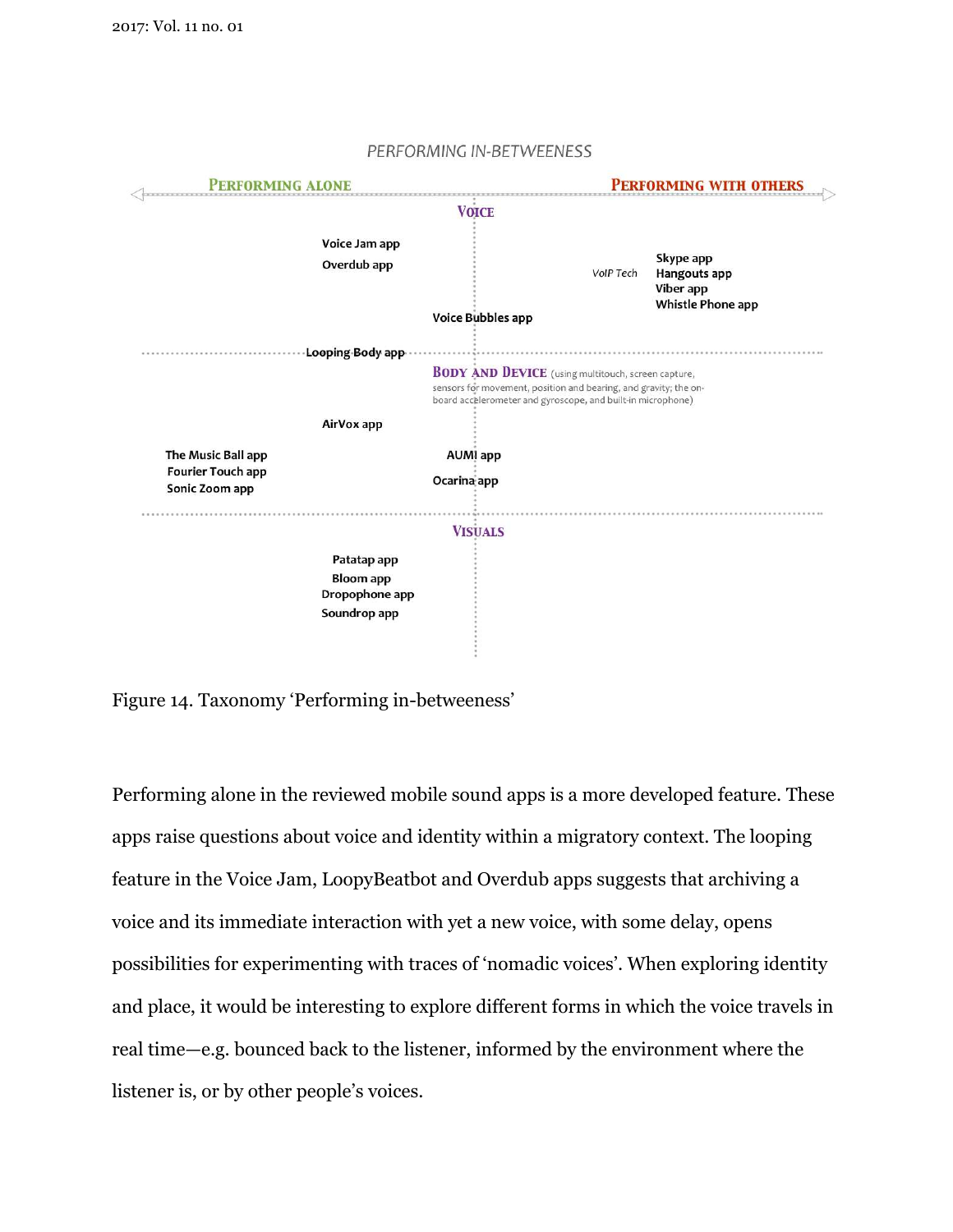PERFORMING IN-BETWEENESS

PERFORMING ALONE — PERFORMING WITH OTHERS

VOICE

Voice Jam app
Overdub app

VoIP Tech — Skype app, Hangouts app, Viber app, Whistle Phone app

Voice Bubbles app

Looping Body app

BODY AND DEVICE (using multitouch, screen capture, sensors for movement, position and bearing, and gravity; the on-board accelerometer and gyroscope, and built-in microphone)

AirVox app

The Music Ball app
Fourier Touch app
Sonic Zoom app

AUMI app
Ocarina app

VISUALS

Patatap app
Bloom app
Dropophone app
Soundrop app

Figure 14. Taxonomy 'Performing in-betweeness'

Performing alone in the reviewed mobile sound apps is a more developed feature. These apps raise questions about voice and identity within a migratory context. The looping feature in the Voice Jam, LoopyBeatbot and Overdub apps suggests that archiving a voice and its immediate interaction with yet a new voice, with some delay, opens possibilities for experimenting with traces of 'nomadic voices'. When exploring identity and place, it would be interesting to explore different forms in which the voice travels in real time—e.g. bounced back to the listener, informed by the environment where the listener is, or by other people's voices.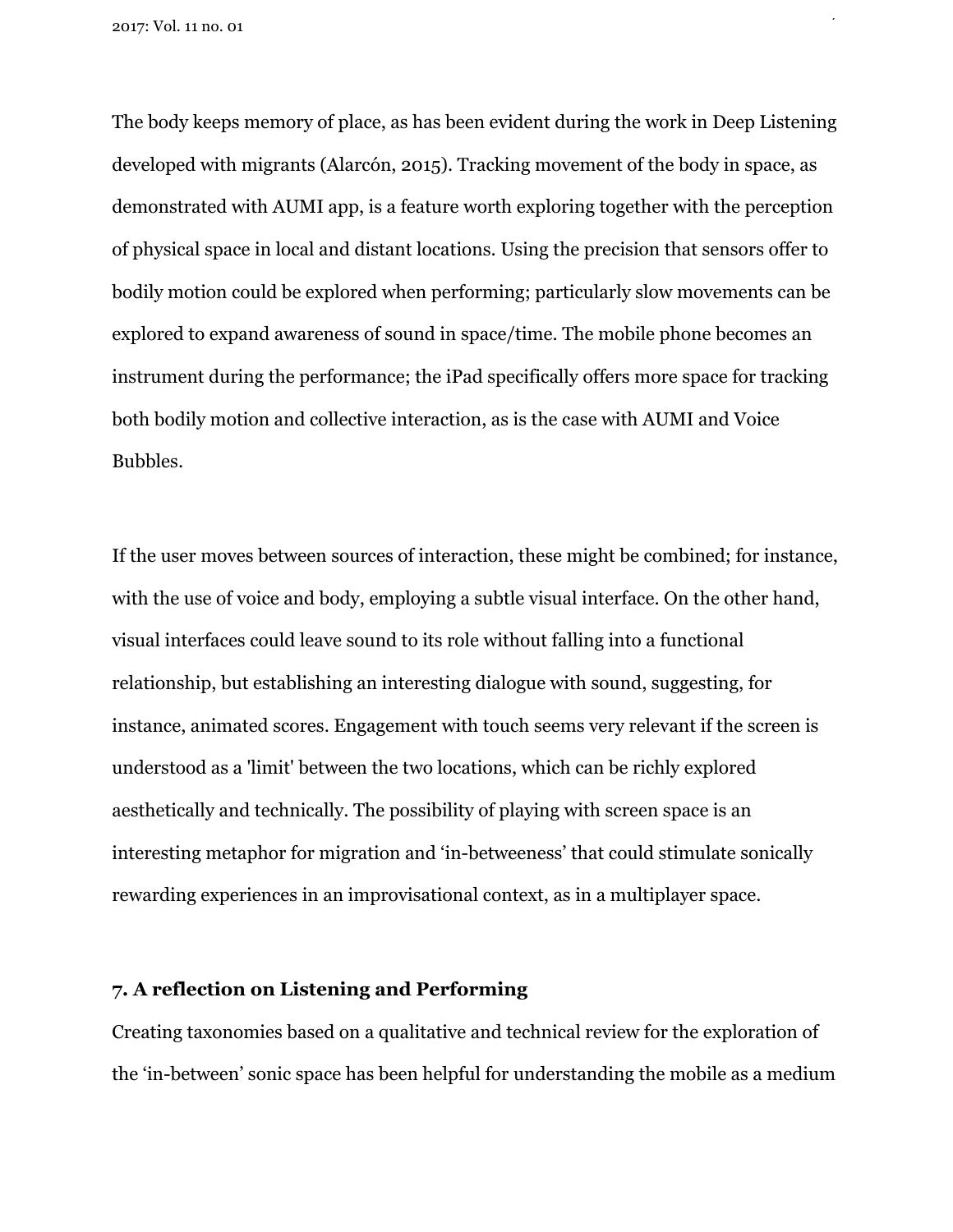The body keeps memory of place, as has been evident during the work in Deep Listening developed with migrants (Alarcón, 2015). Tracking movement of the body in space, as demonstrated with AUMI app, is a feature worth exploring together with the perception of physical space in local and distant locations. Using the precision that sensors offer to bodily motion could be explored when performing; particularly slow movements can be explored to expand awareness of sound in space/time. The mobile phone becomes an instrument during the performance; the iPad specifically offers more space for tracking both bodily motion and collective interaction, as is the case with AUMI and Voice Bubbles.

If the user moves between sources of interaction, these might be combined; for instance, with the use of voice and body, employing a subtle visual interface. On the other hand, visual interfaces could leave sound to its role without falling into a functional relationship, but establishing an interesting dialogue with sound, suggesting, for instance, animated scores. Engagement with touch seems very relevant if the screen is understood as a 'limit' between the two locations, which can be richly explored aesthetically and technically. The possibility of playing with screen space is an interesting metaphor for migration and 'in-betweeness' that could stimulate sonically rewarding experiences in an improvisational context, as in a multiplayer space.

## 7. A reflection on Listening and Performing

Creating taxonomies based on a qualitative and technical review for the exploration of the 'in-between' sonic space has been helpful for understanding the mobile as a medium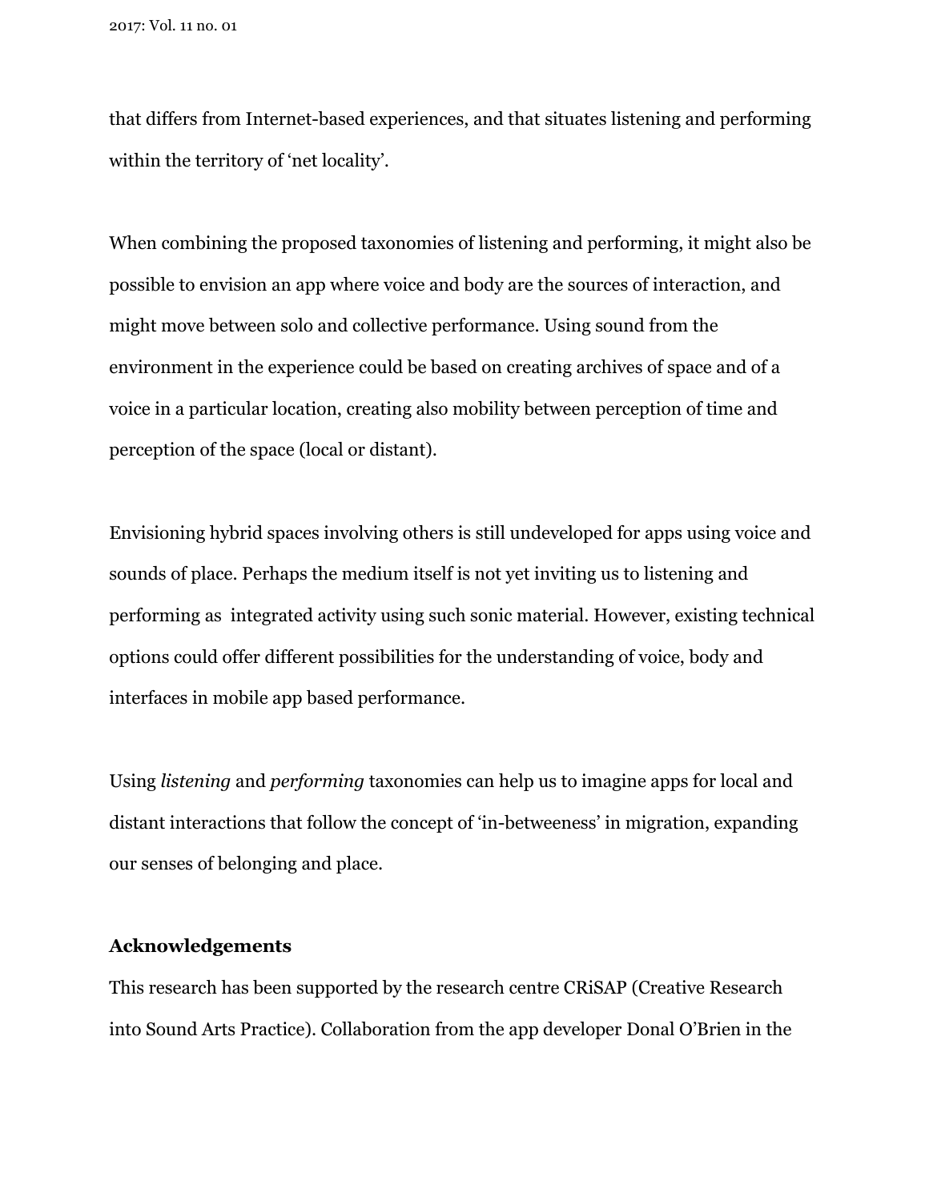that differs from Internet-based experiences, and that situates listening and performing within the territory of 'net locality'.

When combining the proposed taxonomies of listening and performing, it might also be possible to envision an app where voice and body are the sources of interaction, and might move between solo and collective performance. Using sound from the environment in the experience could be based on creating archives of space and of a voice in a particular location, creating also mobility between perception of time and perception of the space (local or distant).

Envisioning hybrid spaces involving others is still undeveloped for apps using voice and sounds of place. Perhaps the medium itself is not yet inviting us to listening and performing as  integrated activity using such sonic material. However, existing technical options could offer different possibilities for the understanding of voice, body and interfaces in mobile app based performance.

Using *listening* and *performing* taxonomies can help us to imagine apps for local and distant interactions that follow the concept of 'in-betweeness' in migration, expanding our senses of belonging and place.

**Acknowledgements**

This research has been supported by the research centre CRiSAP (Creative Research into Sound Arts Practice). Collaboration from the app developer Donal O'Brien in the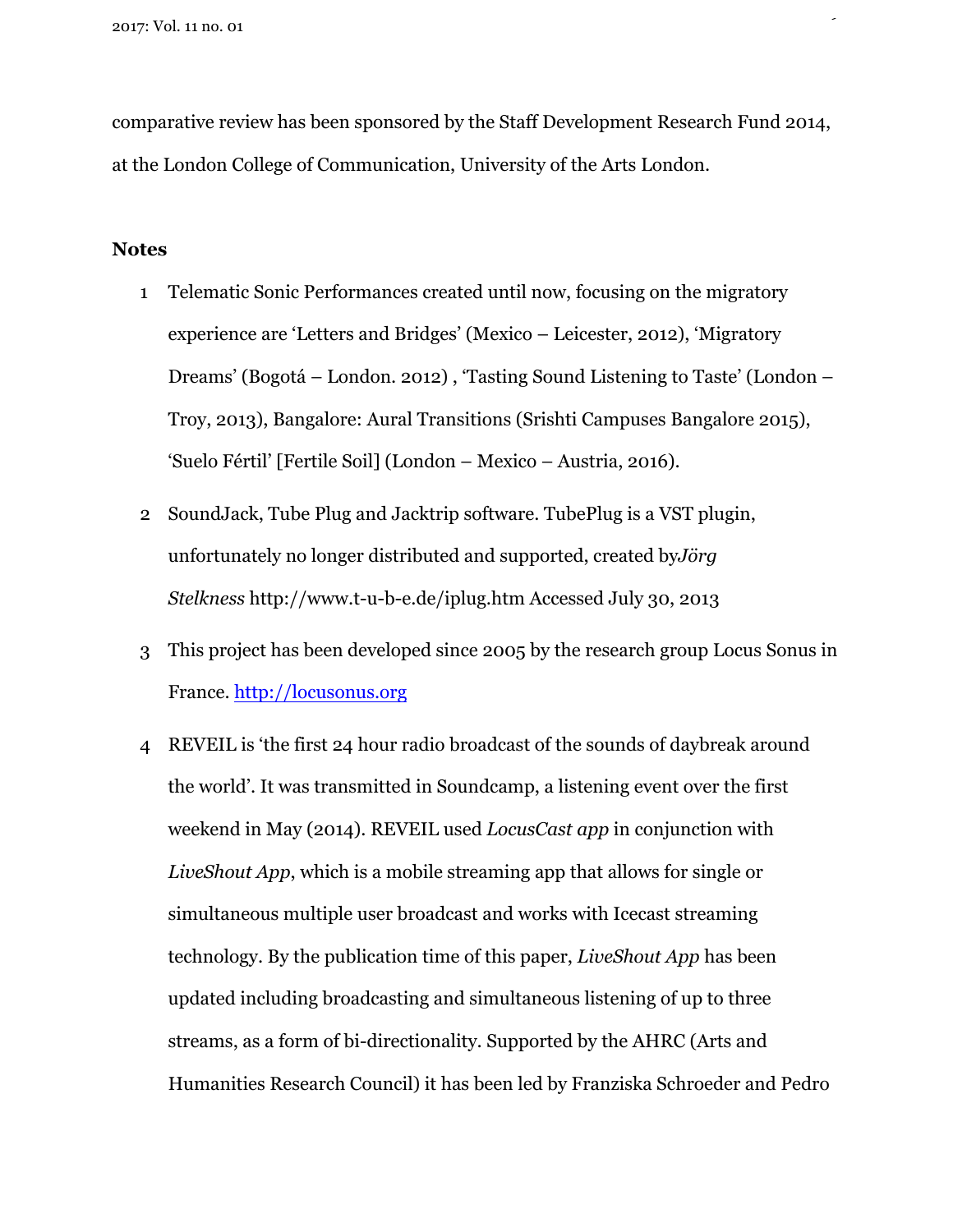comparative review has been sponsored by the Staff Development Research Fund 2014, at the London College of Communication, University of the Arts London.

## Notes

1. Telematic Sonic Performances created until now, focusing on the migratory experience are 'Letters and Bridges' (Mexico – Leicester, 2012), 'Migratory Dreams' (Bogotá – London. 2012) , 'Tasting Sound Listening to Taste' (London – Troy, 2013), Bangalore: Aural Transitions (Srishti Campuses Bangalore 2015), 'Suelo Fértil' [Fertile Soil] (London – Mexico – Austria, 2016).

2. SoundJack, Tube Plug and Jacktrip software. TubePlug is a VST plugin, unfortunately no longer distributed and supported, created by*Jörg Stelkness* http://www.t-u-b-e.de/iplug.htm Accessed July 30, 2013

3. This project has been developed since 2005 by the research group Locus Sonus in France. [http://locusonus.org](http://locusonus.org)

4. REVEIL is 'the first 24 hour radio broadcast of the sounds of daybreak around the world'. It was transmitted in Soundcamp, a listening event over the first weekend in May (2014). REVEIL used *LocusCast app* in conjunction with *LiveShout App*, which is a mobile streaming app that allows for single or simultaneous multiple user broadcast and works with Icecast streaming technology. By the publication time of this paper, *LiveShout App* has been updated including broadcasting and simultaneous listening of up to three streams, as a form of bi-directionality. Supported by the AHRC (Arts and Humanities Research Council) it has been led by Franziska Schroeder and Pedro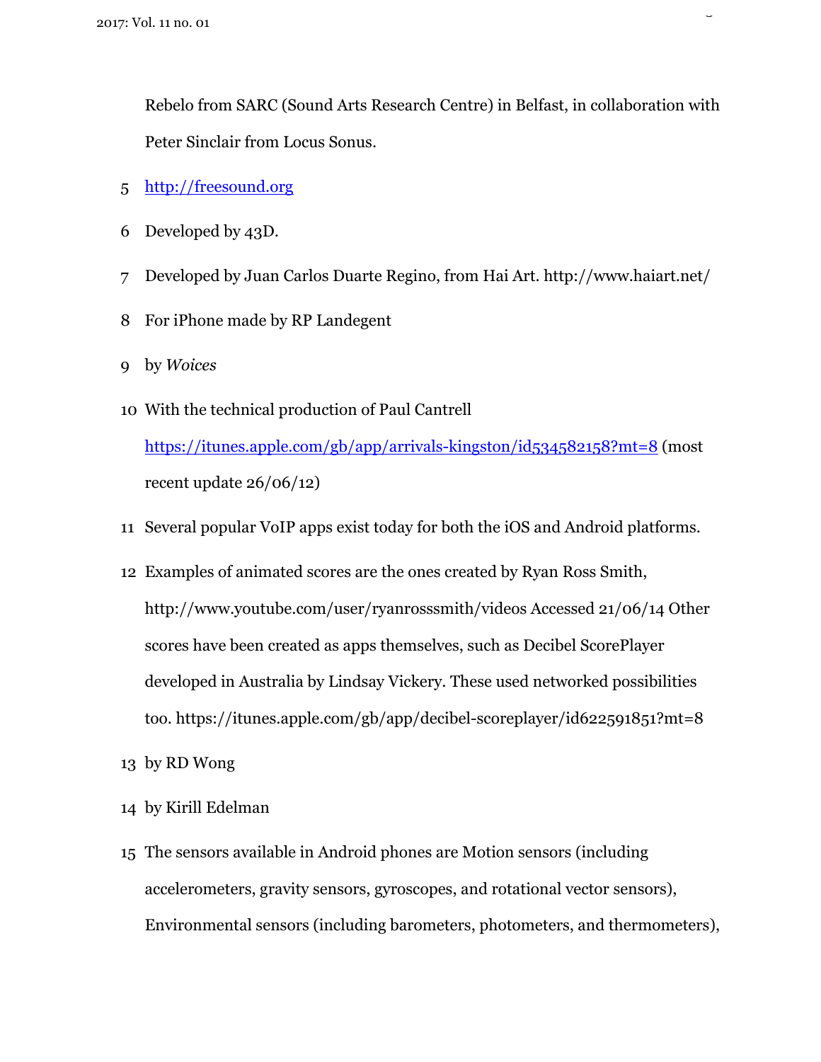Rebelo from SARC (Sound Arts Research Centre) in Belfast, in collaboration with Peter Sinclair from Locus Sonus.

5 http://freesound.org

6 Developed by 43D.

7 Developed by Juan Carlos Duarte Regino, from Hai Art. http://www.haiart.net/

8 For iPhone made by RP Landegent

9 by *Woices*

10 With the technical production of Paul Cantrell https://itunes.apple.com/gb/app/arrivals-kingston/id534582158?mt=8 (most recent update 26/06/12)

11 Several popular VoIP apps exist today for both the iOS and Android platforms.

12 Examples of animated scores are the ones created by Ryan Ross Smith, http://www.youtube.com/user/ryanrosssmith/videos Accessed 21/06/14 Other scores have been created as apps themselves, such as Decibel ScorePlayer developed in Australia by Lindsay Vickery. These used networked possibilities too. https://itunes.apple.com/gb/app/decibel-scoreplayer/id622591851?mt=8

13 by RD Wong

14 by Kirill Edelman

15 The sensors available in Android phones are Motion sensors (including accelerometers, gravity sensors, gyroscopes, and rotational vector sensors), Environmental sensors (including barometers, photometers, and thermometers),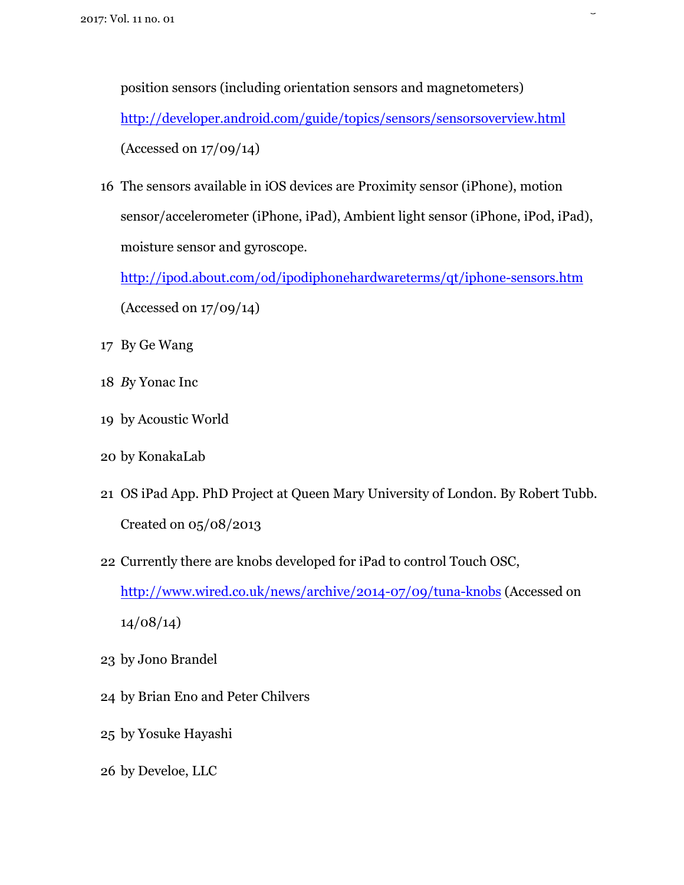position sensors (including orientation sensors and magnetometers)
http://developer.android.com/guide/topics/sensors/sensorsoverview.html
(Accessed on 17/09/14)

16 The sensors available in iOS devices are Proximity sensor (iPhone), motion sensor/accelerometer (iPhone, iPad), Ambient light sensor (iPhone, iPod, iPad), moisture sensor and gyroscope.
http://ipod.about.com/od/ipodiphonehardwareterms/qt/iphone-sensors.htm
(Accessed on 17/09/14)

17 By Ge Wang

18 *B*y Yonac Inc

19 by Acoustic World

20 by KonakaLab

21 OS iPad App. PhD Project at Queen Mary University of London. By Robert Tubb. Created on 05/08/2013

22 Currently there are knobs developed for iPad to control Touch OSC, http://www.wired.co.uk/news/archive/2014-07/09/tuna-knobs (Accessed on 14/08/14)

23 by Jono Brandel

24 by Brian Eno and Peter Chilvers

25 by Yosuke Hayashi

26 by Develoe, LLC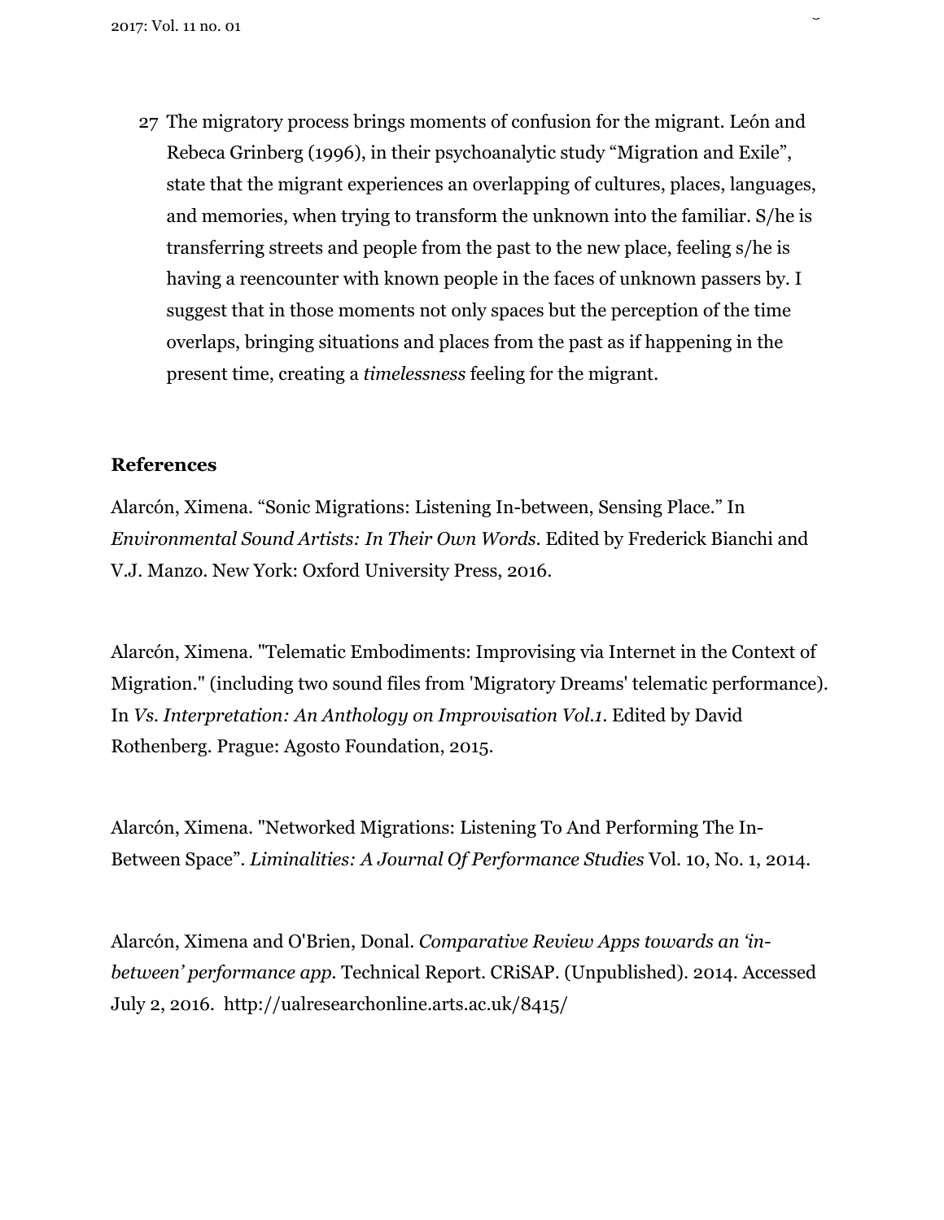27 The migratory process brings moments of confusion for the migrant. León and Rebeca Grinberg (1996), in their psychoanalytic study "Migration and Exile", state that the migrant experiences an overlapping of cultures, places, languages, and memories, when trying to transform the unknown into the familiar. S/he is transferring streets and people from the past to the new place, feeling s/he is having a reencounter with known people in the faces of unknown passers by. I suggest that in those moments not only spaces but the perception of the time overlaps, bringing situations and places from the past as if happening in the present time, creating a *timelessness* feeling for the migrant.

**References**

Alarcón, Ximena. "Sonic Migrations: Listening In-between, Sensing Place." In *Environmental Sound Artists: In Their Own Words*. Edited by Frederick Bianchi and V.J. Manzo. New York: Oxford University Press, 2016.

Alarcón, Ximena. "Telematic Embodiments: Improvising via Internet in the Context of Migration." (including two sound files from 'Migratory Dreams' telematic performance). In *Vs. Interpretation: An Anthology on Improvisation Vol.1*. Edited by David Rothenberg. Prague: Agosto Foundation, 2015.

Alarcón, Ximena. "Networked Migrations: Listening To And Performing The In-Between Space". *Liminalities: A Journal Of Performance Studies* Vol. 10, No. 1, 2014.

Alarcón, Ximena and O'Brien, Donal. *Comparative Review Apps towards an 'in-between' performance app*. Technical Report. CRiSAP. (Unpublished). 2014. Accessed July 2, 2016. http://ualresearchonline.arts.ac.uk/8415/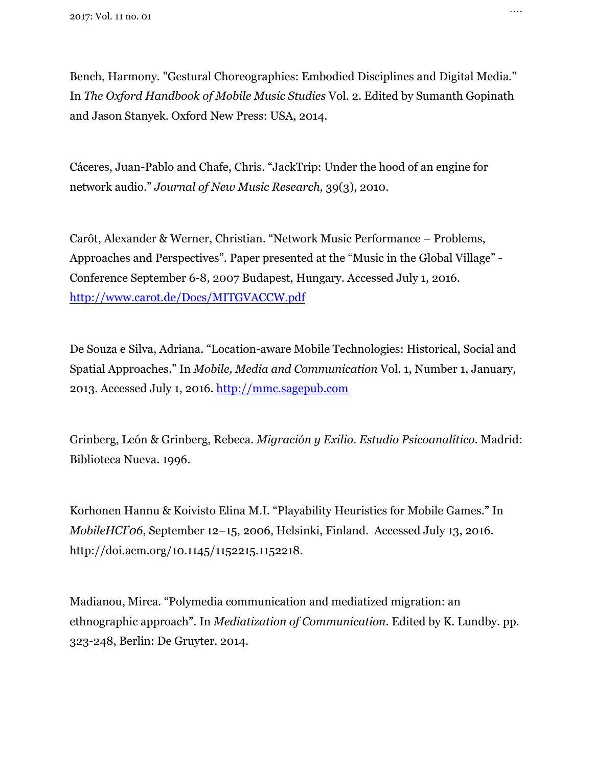Bench, Harmony. "Gestural Choreographies: Embodied Disciplines and Digital Media." In *The Oxford Handbook of Mobile Music Studies* Vol. 2. Edited by Sumanth Gopinath and Jason Stanyek. Oxford New Press: USA, 2014.

Cáceres, Juan-Pablo and Chafe, Chris. "JackTrip: Under the hood of an engine for network audio." *Journal of New Music Research*, 39(3), 2010.

Carôt, Alexander & Werner, Christian. "Network Music Performance – Problems, Approaches and Perspectives". Paper presented at the "Music in the Global Village" - Conference September 6-8, 2007 Budapest, Hungary. Accessed July 1, 2016. http://www.carot.de/Docs/MITGVACCW.pdf

De Souza e Silva, Adriana. "Location-aware Mobile Technologies: Historical, Social and Spatial Approaches." In *Mobile, Media and Communication* Vol. 1, Number 1, January, 2013. Accessed July 1, 2016. http://mmc.sagepub.com

Grinberg, León & Grinberg, Rebeca. *Migración y Exilio. Estudio Psicoanalítico*. Madrid: Biblioteca Nueva. 1996.

Korhonen Hannu & Koivisto Elina M.I. "Playability Heuristics for Mobile Games." In *MobileHCI'06*, September 12–15, 2006, Helsinki, Finland. Accessed July 13, 2016. http://doi.acm.org/10.1145/1152215.1152218.

Madianou, Mirca. "Polymedia communication and mediatized migration: an ethnographic approach". In *Mediatization of Communication*. Edited by K. Lundby. pp. 323-248, Berlin: De Gruyter. 2014.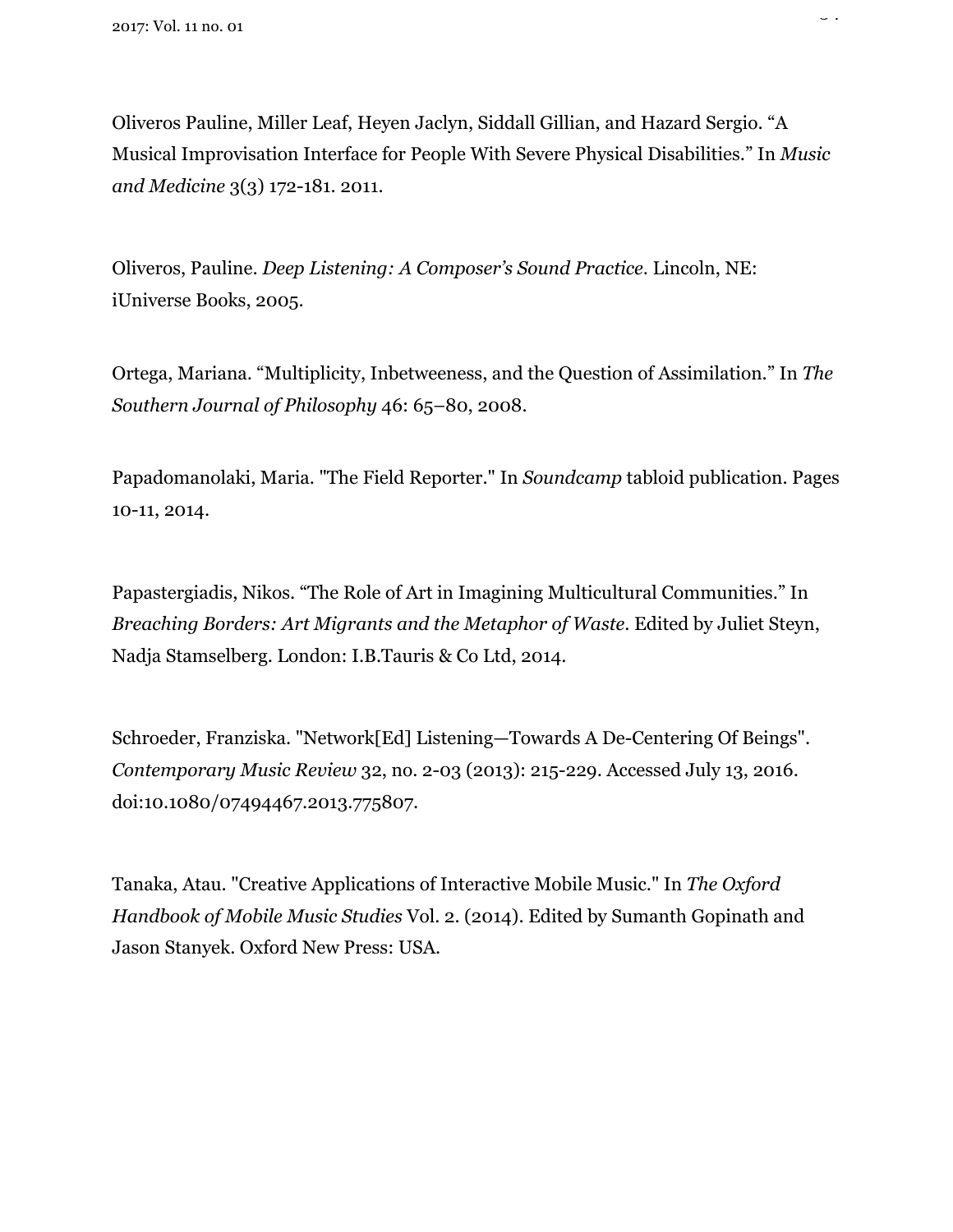Oliveros Pauline, Miller Leaf, Heyen Jaclyn, Siddall Gillian, and Hazard Sergio. "A Musical Improvisation Interface for People With Severe Physical Disabilities." In *Music and Medicine* 3(3) 172-181. 2011.

Oliveros, Pauline. *Deep Listening: A Composer's Sound Practice*. Lincoln, NE: iUniverse Books, 2005.

Ortega, Mariana. "Multiplicity, Inbetweeness, and the Question of Assimilation." In *The Southern Journal of Philosophy* 46: 65–80, 2008.

Papadomanolaki, Maria. "The Field Reporter." In *Soundcamp* tabloid publication. Pages 10-11, 2014.

Papastergiadis, Nikos. "The Role of Art in Imagining Multicultural Communities." In *Breaching Borders: Art Migrants and the Metaphor of Waste*. Edited by Juliet Steyn, Nadja Stamselberg. London: I.B.Tauris & Co Ltd, 2014.

Schroeder, Franziska. "Network[Ed] Listening—Towards A De-Centering Of Beings". *Contemporary Music Review* 32, no. 2-03 (2013): 215-229. Accessed July 13, 2016. doi:10.1080/07494467.2013.775807.

Tanaka, Atau. "Creative Applications of Interactive Mobile Music." In *The Oxford Handbook of Mobile Music Studies* Vol. 2. (2014). Edited by Sumanth Gopinath and Jason Stanyek. Oxford New Press: USA.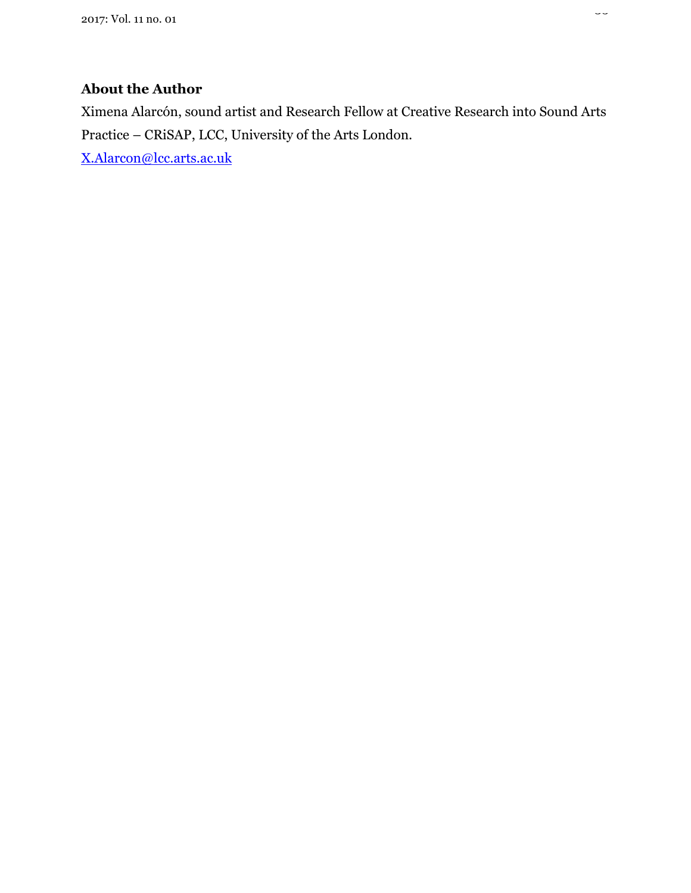## About the Author

Ximena Alarcón, sound artist and Research Fellow at Creative Research into Sound Arts Practice – CRiSAP, LCC, University of the Arts London.

X.Alarcon@lcc.arts.ac.uk